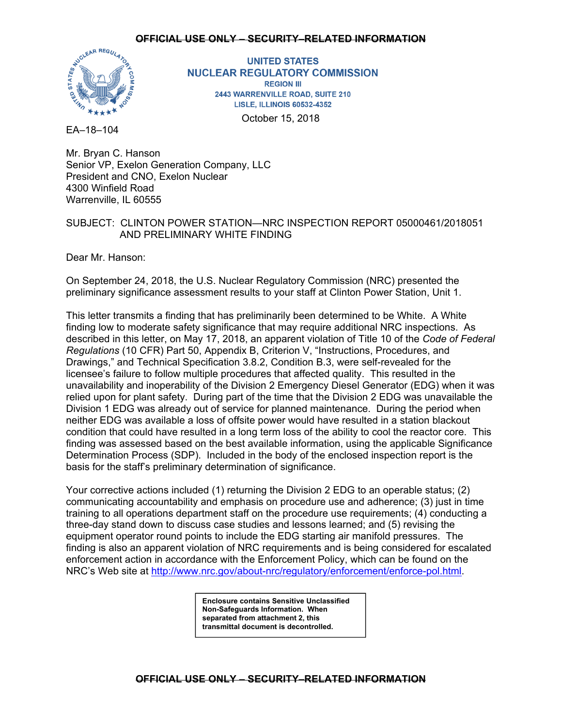~~OFFICIAL USE ONLY – SECURITY–RELATED INFORMATION~~

**UNITED STATES**
**NUCLEAR REGULATORY COMMISSION**
**REGION III**
**2443 WARRENVILLE ROAD, SUITE 210**
**LISLE, ILLINOIS 60532-4352**

October 15, 2018

EA–18–104

Mr. Bryan C. Hanson
Senior VP, Exelon Generation Company, LLC
President and CNO, Exelon Nuclear
4300 Winfield Road
Warrenville, IL 60555

SUBJECT: CLINTON POWER STATION—NRC INSPECTION REPORT 05000461/2018051 AND PRELIMINARY WHITE FINDING

Dear Mr. Hanson:

On September 24, 2018, the U.S. Nuclear Regulatory Commission (NRC) presented the preliminary significance assessment results to your staff at Clinton Power Station, Unit 1.

This letter transmits a finding that has preliminarily been determined to be White. A White finding low to moderate safety significance that may require additional NRC inspections. As described in this letter, on May 17, 2018, an apparent violation of Title 10 of the *Code of Federal Regulations* (10 CFR) Part 50, Appendix B, Criterion V, "Instructions, Procedures, and Drawings," and Technical Specification 3.8.2, Condition B.3, were self-revealed for the licensee's failure to follow multiple procedures that affected quality. This resulted in the unavailability and inoperability of the Division 2 Emergency Diesel Generator (EDG) when it was relied upon for plant safety. During part of the time that the Division 2 EDG was unavailable the Division 1 EDG was already out of service for planned maintenance. During the period when neither EDG was available a loss of offsite power would have resulted in a station blackout condition that could have resulted in a long term loss of the ability to cool the reactor core. This finding was assessed based on the best available information, using the applicable Significance Determination Process (SDP). Included in the body of the enclosed inspection report is the basis for the staff's preliminary determination of significance.

Your corrective actions included (1) returning the Division 2 EDG to an operable status; (2) communicating accountability and emphasis on procedure use and adherence; (3) just in time training to all operations department staff on the procedure use requirements; (4) conducting a three-day stand down to discuss case studies and lessons learned; and (5) revising the equipment operator round points to include the EDG starting air manifold pressures. The finding is also an apparent violation of NRC requirements and is being considered for escalated enforcement action in accordance with the Enforcement Policy, which can be found on the NRC's Web site at http://www.nrc.gov/about-nrc/regulatory/enforcement/enforce-pol.html.

**Enclosure contains Sensitive Unclassified Non-Safeguards Information. When separated from attachment 2, this transmittal document is decontrolled.**

~~OFFICIAL USE ONLY – SECURITY–RELATED INFORMATION~~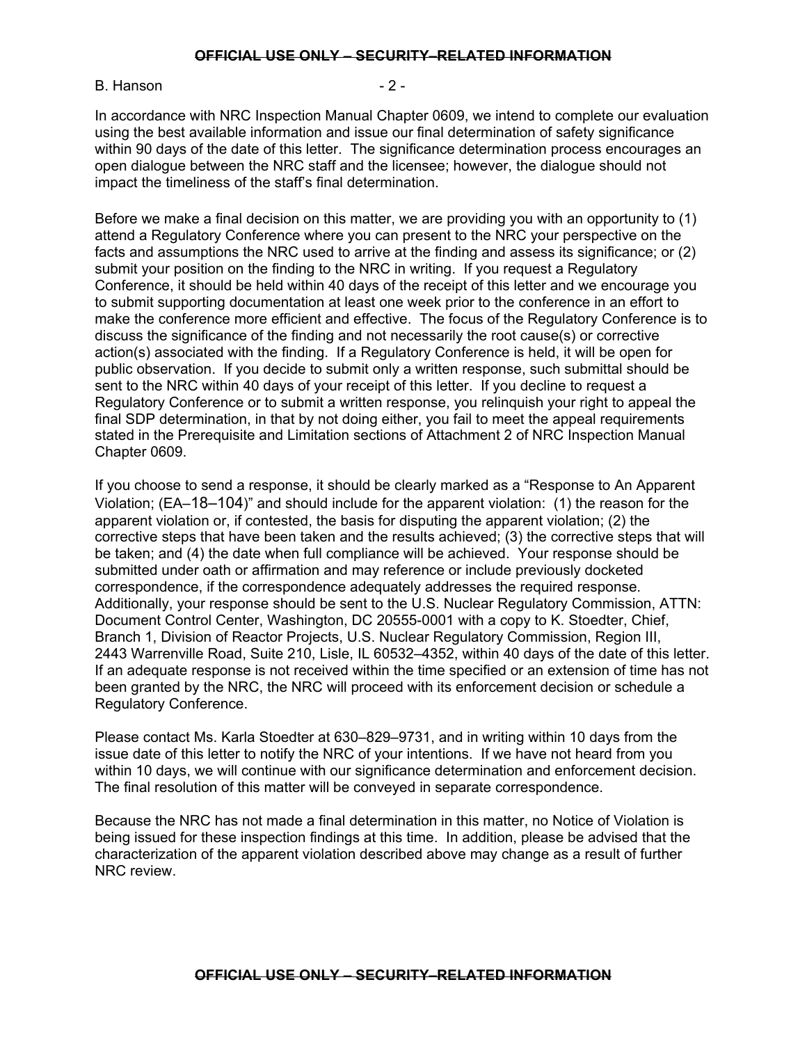In accordance with NRC Inspection Manual Chapter 0609, we intend to complete our evaluation using the best available information and issue our final determination of safety significance within 90 days of the date of this letter. The significance determination process encourages an open dialogue between the NRC staff and the licensee; however, the dialogue should not impact the timeliness of the staff's final determination.

Before we make a final decision on this matter, we are providing you with an opportunity to (1) attend a Regulatory Conference where you can present to the NRC your perspective on the facts and assumptions the NRC used to arrive at the finding and assess its significance; or (2) submit your position on the finding to the NRC in writing. If you request a Regulatory Conference, it should be held within 40 days of the receipt of this letter and we encourage you to submit supporting documentation at least one week prior to the conference in an effort to make the conference more efficient and effective. The focus of the Regulatory Conference is to discuss the significance of the finding and not necessarily the root cause(s) or corrective action(s) associated with the finding. If a Regulatory Conference is held, it will be open for public observation. If you decide to submit only a written response, such submittal should be sent to the NRC within 40 days of your receipt of this letter. If you decline to request a Regulatory Conference or to submit a written response, you relinquish your right to appeal the final SDP determination, in that by not doing either, you fail to meet the appeal requirements stated in the Prerequisite and Limitation sections of Attachment 2 of NRC Inspection Manual Chapter 0609.

If you choose to send a response, it should be clearly marked as a "Response to An Apparent Violation; (EA–18–104)" and should include for the apparent violation: (1) the reason for the apparent violation or, if contested, the basis for disputing the apparent violation; (2) the corrective steps that have been taken and the results achieved; (3) the corrective steps that will be taken; and (4) the date when full compliance will be achieved. Your response should be submitted under oath or affirmation and may reference or include previously docketed correspondence, if the correspondence adequately addresses the required response. Additionally, your response should be sent to the U.S. Nuclear Regulatory Commission, ATTN: Document Control Center, Washington, DC 20555-0001 with a copy to K. Stoedter, Chief, Branch 1, Division of Reactor Projects, U.S. Nuclear Regulatory Commission, Region III, 2443 Warrenville Road, Suite 210, Lisle, IL 60532–4352, within 40 days of the date of this letter. If an adequate response is not received within the time specified or an extension of time has not been granted by the NRC, the NRC will proceed with its enforcement decision or schedule a Regulatory Conference.

Please contact Ms. Karla Stoedter at 630–829–9731, and in writing within 10 days from the issue date of this letter to notify the NRC of your intentions. If we have not heard from you within 10 days, we will continue with our significance determination and enforcement decision. The final resolution of this matter will be conveyed in separate correspondence.

Because the NRC has not made a final determination in this matter, no Notice of Violation is being issued for these inspection findings at this time. In addition, please be advised that the characterization of the apparent violation described above may change as a result of further NRC review.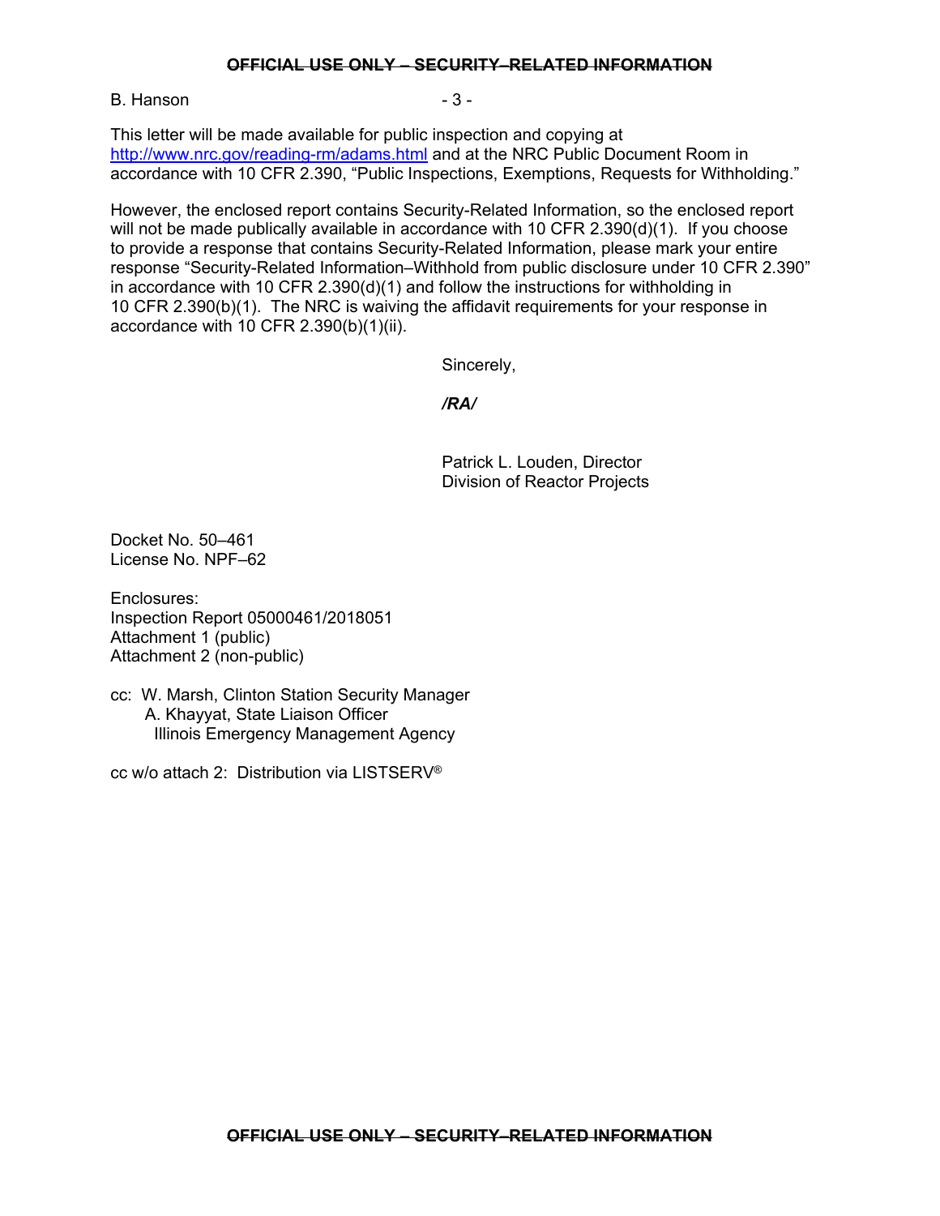B. Hanson

This letter will be made available for public inspection and copying at http://www.nrc.gov/reading-rm/adams.html and at the NRC Public Document Room in accordance with 10 CFR 2.390, "Public Inspections, Exemptions, Requests for Withholding."

However, the enclosed report contains Security-Related Information, so the enclosed report will not be made publically available in accordance with 10 CFR 2.390(d)(1). If you choose to provide a response that contains Security-Related Information, please mark your entire response "Security-Related Information–Withhold from public disclosure under 10 CFR 2.390" in accordance with 10 CFR 2.390(d)(1) and follow the instructions for withholding in 10 CFR 2.390(b)(1). The NRC is waiving the affidavit requirements for your response in accordance with 10 CFR 2.390(b)(1)(ii).

Sincerely,

*/RA/*

Patrick L. Louden, Director
Division of Reactor Projects

Docket No. 50–461
License No. NPF–62

Enclosures:
Inspection Report 05000461/2018051
Attachment 1 (public)
Attachment 2 (non-public)

cc: W. Marsh, Clinton Station Security Manager
A. Khayyat, State Liaison Officer
Illinois Emergency Management Agency

cc w/o attach 2: Distribution via LISTSERV®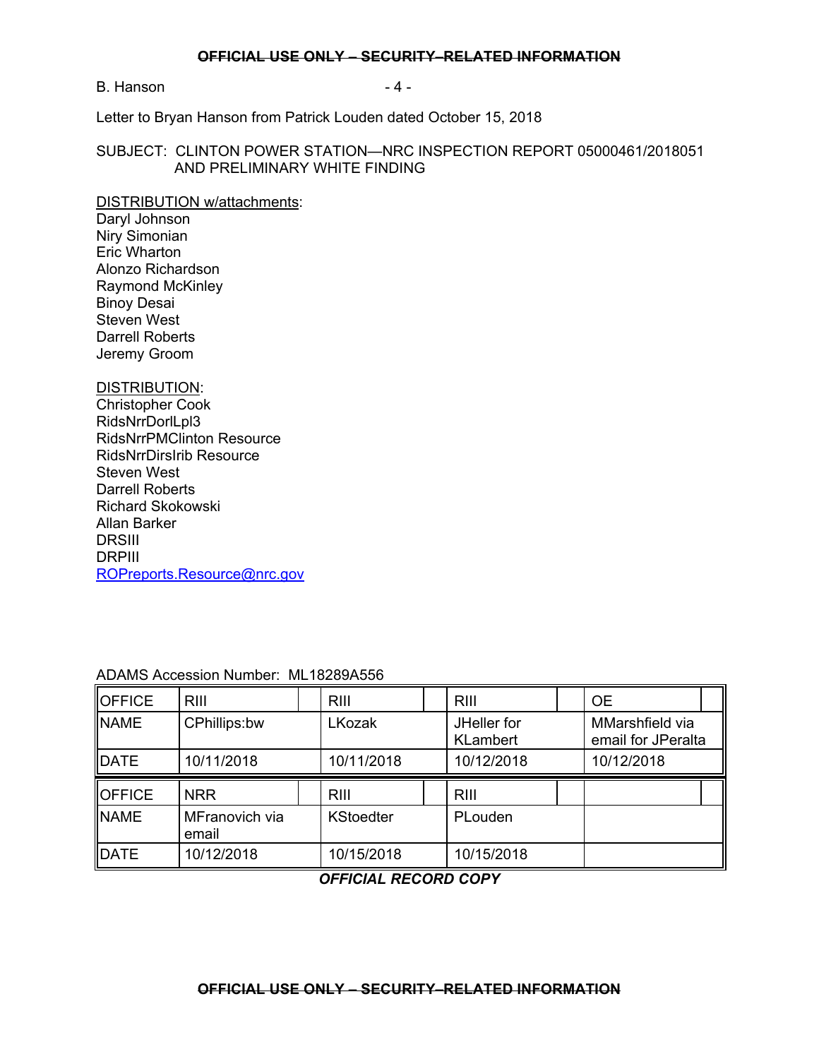~~OFFICIAL USE ONLY – SECURITY–RELATED INFORMATION~~

B. Hanson

Letter to Bryan Hanson from Patrick Louden dated October 15, 2018

SUBJECT: CLINTON POWER STATION—NRC INSPECTION REPORT 05000461/2018051 AND PRELIMINARY WHITE FINDING

DISTRIBUTION w/attachments:
Daryl Johnson
Niry Simonian
Eric Wharton
Alonzo Richardson
Raymond McKinley
Binoy Desai
Steven West
Darrell Roberts
Jeremy Groom

DISTRIBUTION:
Christopher Cook
RidsNrrDorlLpl3
RidsNrrPMClinton Resource
RidsNrrDirsIrib Resource
Steven West
Darrell Roberts
Richard Skokowski
Allan Barker
DRSIII
DRPIII
ROPreports.Resource@nrc.gov

ADAMS Accession Number: ML18289A556

| OFFICE | RIII | RIII | RIII | OE |
|---|---|---|---|---|
| NAME | CPhillips:bw | LKozak | JHeller for KLambert | MMarshfield via email for JPeralta |
| DATE | 10/11/2018 | 10/11/2018 | 10/12/2018 | 10/12/2018 |
| OFFICE | NRR | RIII | RIII | |
| NAME | MFranovich via email | KStoedter | PLouden | |
| DATE | 10/12/2018 | 10/15/2018 | 10/15/2018 | |

***OFFICIAL RECORD COPY***

~~OFFICIAL USE ONLY – SECURITY–RELATED INFORMATION~~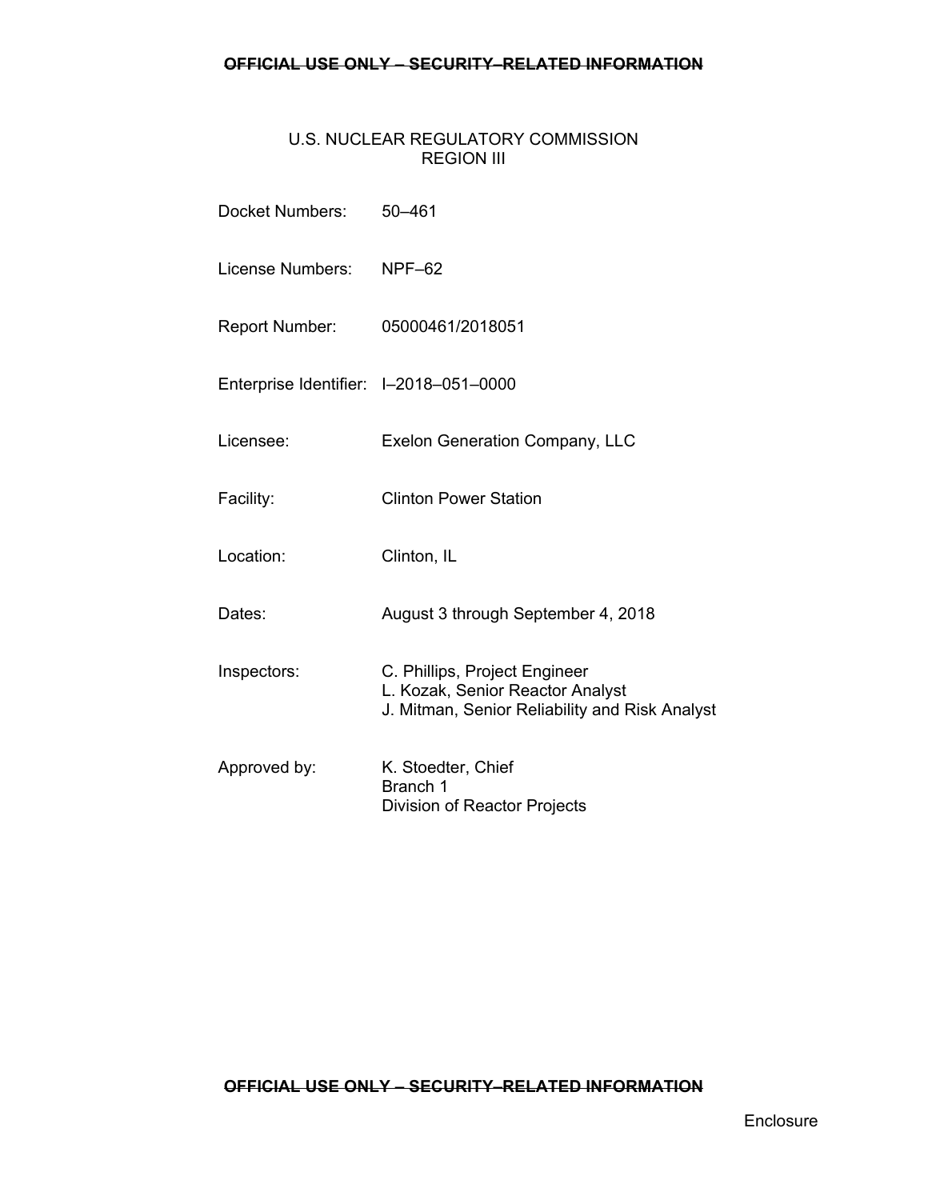U.S. NUCLEAR REGULATORY COMMISSION
REGION III

Docket Numbers: 50–461

License Numbers: NPF–62

Report Number: 05000461/2018051

Enterprise Identifier: I–2018–051–0000

Licensee: Exelon Generation Company, LLC

Facility: Clinton Power Station

Location: Clinton, IL

Dates: August 3 through September 4, 2018

Inspectors: C. Phillips, Project Engineer
L. Kozak, Senior Reactor Analyst
J. Mitman, Senior Reliability and Risk Analyst

Approved by: K. Stoedter, Chief
Branch 1
Division of Reactor Projects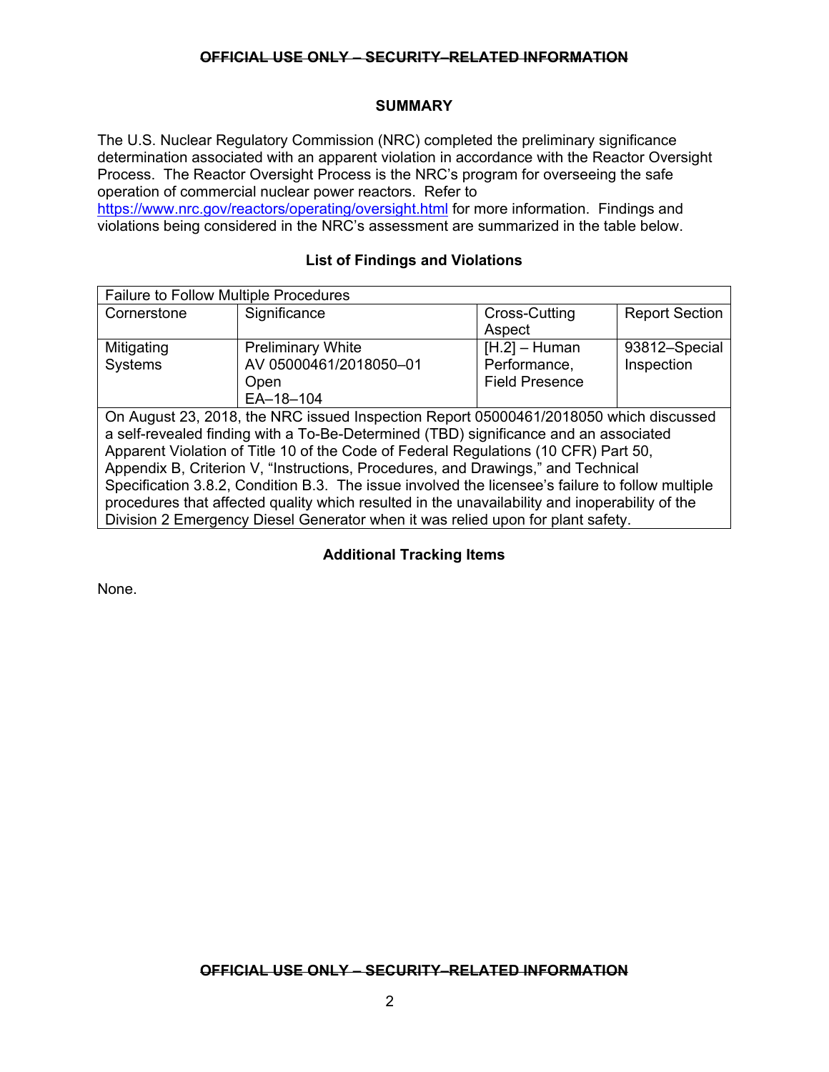## SUMMARY

The U.S. Nuclear Regulatory Commission (NRC) completed the preliminary significance determination associated with an apparent violation in accordance with the Reactor Oversight Process. The Reactor Oversight Process is the NRC's program for overseeing the safe operation of commercial nuclear power reactors. Refer to https://www.nrc.gov/reactors/operating/oversight.html for more information. Findings and violations being considered in the NRC's assessment are summarized in the table below.

### List of Findings and Violations

| Failure to Follow Multiple Procedures | | | |
|---|---|---|---|
| Cornerstone | Significance | Cross-Cutting Aspect | Report Section |
| Mitigating Systems | Preliminary White<br>AV 05000461/2018050–01<br>Open<br>EA–18–104 | [H.2] – Human Performance, Field Presence | 93812–Special Inspection |
| On August 23, 2018, the NRC issued Inspection Report 05000461/2018050 which discussed a self-revealed finding with a To-Be-Determined (TBD) significance and an associated Apparent Violation of Title 10 of the Code of Federal Regulations (10 CFR) Part 50, Appendix B, Criterion V, "Instructions, Procedures, and Drawings," and Technical Specification 3.8.2, Condition B.3. The issue involved the licensee's failure to follow multiple procedures that affected quality which resulted in the unavailability and inoperability of the Division 2 Emergency Diesel Generator when it was relied upon for plant safety. | | | |

### Additional Tracking Items

None.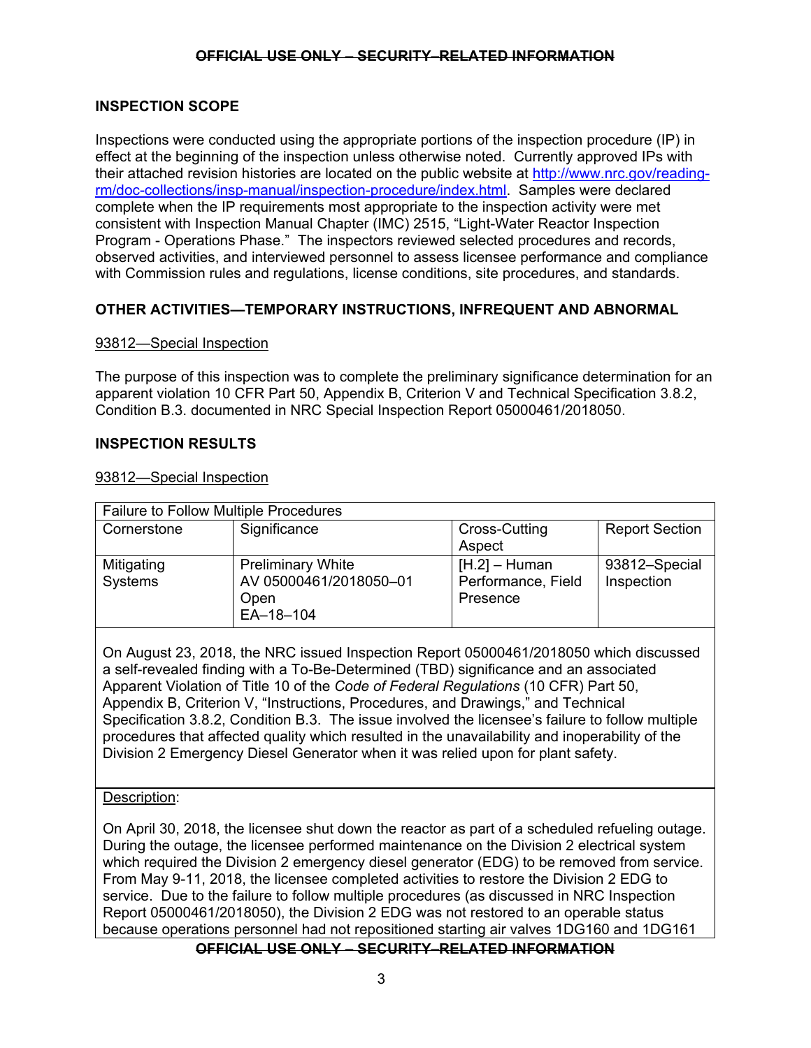## INSPECTION SCOPE

Inspections were conducted using the appropriate portions of the inspection procedure (IP) in effect at the beginning of the inspection unless otherwise noted. Currently approved IPs with their attached revision histories are located on the public website at http://www.nrc.gov/reading-rm/doc-collections/insp-manual/inspection-procedure/index.html. Samples were declared complete when the IP requirements most appropriate to the inspection activity were met consistent with Inspection Manual Chapter (IMC) 2515, "Light-Water Reactor Inspection Program - Operations Phase." The inspectors reviewed selected procedures and records, observed activities, and interviewed personnel to assess licensee performance and compliance with Commission rules and regulations, license conditions, site procedures, and standards.

## OTHER ACTIVITIES—TEMPORARY INSTRUCTIONS, INFREQUENT AND ABNORMAL

93812—Special Inspection

The purpose of this inspection was to complete the preliminary significance determination for an apparent violation 10 CFR Part 50, Appendix B, Criterion V and Technical Specification 3.8.2, Condition B.3. documented in NRC Special Inspection Report 05000461/2018050.

## INSPECTION RESULTS

93812—Special Inspection

| Failure to Follow Multiple Procedures | | | |
|---|---|---|---|
| Cornerstone | Significance | Cross-Cutting Aspect | Report Section |
| Mitigating Systems | Preliminary White<br>AV 05000461/2018050–01<br>Open<br>EA–18–104 | [H.2] – Human Performance, Field Presence | 93812–Special Inspection |

On August 23, 2018, the NRC issued Inspection Report 05000461/2018050 which discussed a self-revealed finding with a To-Be-Determined (TBD) significance and an associated Apparent Violation of Title 10 of the *Code of Federal Regulations* (10 CFR) Part 50, Appendix B, Criterion V, "Instructions, Procedures, and Drawings," and Technical Specification 3.8.2, Condition B.3. The issue involved the licensee's failure to follow multiple procedures that affected quality which resulted in the unavailability and inoperability of the Division 2 Emergency Diesel Generator when it was relied upon for plant safety.

Description:

On April 30, 2018, the licensee shut down the reactor as part of a scheduled refueling outage. During the outage, the licensee performed maintenance on the Division 2 electrical system which required the Division 2 emergency diesel generator (EDG) to be removed from service. From May 9-11, 2018, the licensee completed activities to restore the Division 2 EDG to service. Due to the failure to follow multiple procedures (as discussed in NRC Inspection Report 05000461/2018050), the Division 2 EDG was not restored to an operable status because operations personnel had not repositioned starting air valves 1DG160 and 1DG161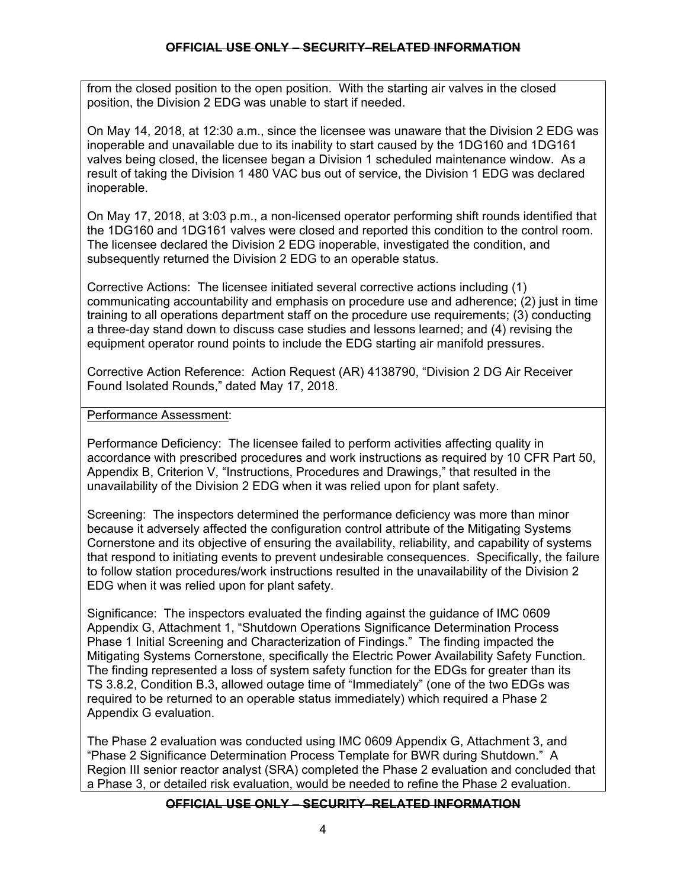from the closed position to the open position. With the starting air valves in the closed position, the Division 2 EDG was unable to start if needed.

On May 14, 2018, at 12:30 a.m., since the licensee was unaware that the Division 2 EDG was inoperable and unavailable due to its inability to start caused by the 1DG160 and 1DG161 valves being closed, the licensee began a Division 1 scheduled maintenance window. As a result of taking the Division 1 480 VAC bus out of service, the Division 1 EDG was declared inoperable.

On May 17, 2018, at 3:03 p.m., a non-licensed operator performing shift rounds identified that the 1DG160 and 1DG161 valves were closed and reported this condition to the control room. The licensee declared the Division 2 EDG inoperable, investigated the condition, and subsequently returned the Division 2 EDG to an operable status.

Corrective Actions: The licensee initiated several corrective actions including (1) communicating accountability and emphasis on procedure use and adherence; (2) just in time training to all operations department staff on the procedure use requirements; (3) conducting a three-day stand down to discuss case studies and lessons learned; and (4) revising the equipment operator round points to include the EDG starting air manifold pressures.

Corrective Action Reference: Action Request (AR) 4138790, “Division 2 DG Air Receiver Found Isolated Rounds,” dated May 17, 2018.

Performance Assessment:

Performance Deficiency: The licensee failed to perform activities affecting quality in accordance with prescribed procedures and work instructions as required by 10 CFR Part 50, Appendix B, Criterion V, “Instructions, Procedures and Drawings,” that resulted in the unavailability of the Division 2 EDG when it was relied upon for plant safety.

Screening: The inspectors determined the performance deficiency was more than minor because it adversely affected the configuration control attribute of the Mitigating Systems Cornerstone and its objective of ensuring the availability, reliability, and capability of systems that respond to initiating events to prevent undesirable consequences. Specifically, the failure to follow station procedures/work instructions resulted in the unavailability of the Division 2 EDG when it was relied upon for plant safety.

Significance: The inspectors evaluated the finding against the guidance of IMC 0609 Appendix G, Attachment 1, “Shutdown Operations Significance Determination Process Phase 1 Initial Screening and Characterization of Findings.” The finding impacted the Mitigating Systems Cornerstone, specifically the Electric Power Availability Safety Function. The finding represented a loss of system safety function for the EDGs for greater than its TS 3.8.2, Condition B.3, allowed outage time of “Immediately” (one of the two EDGs was required to be returned to an operable status immediately) which required a Phase 2 Appendix G evaluation.

The Phase 2 evaluation was conducted using IMC 0609 Appendix G, Attachment 3, and “Phase 2 Significance Determination Process Template for BWR during Shutdown.” A Region III senior reactor analyst (SRA) completed the Phase 2 evaluation and concluded that a Phase 3, or detailed risk evaluation, would be needed to refine the Phase 2 evaluation.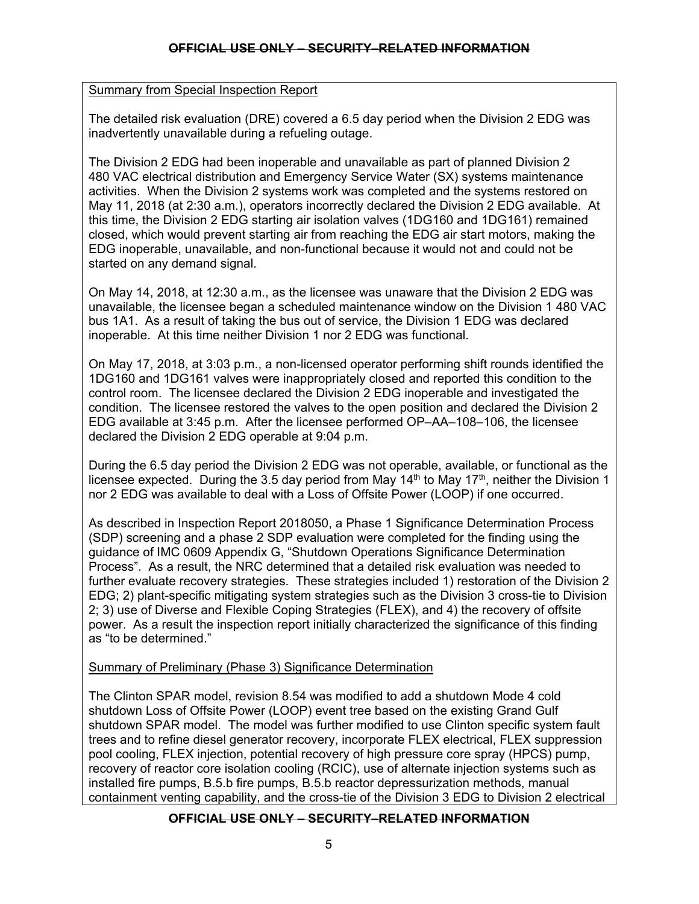Summary from Special Inspection Report

The detailed risk evaluation (DRE) covered a 6.5 day period when the Division 2 EDG was inadvertently unavailable during a refueling outage.

The Division 2 EDG had been inoperable and unavailable as part of planned Division 2 480 VAC electrical distribution and Emergency Service Water (SX) systems maintenance activities. When the Division 2 systems work was completed and the systems restored on May 11, 2018 (at 2:30 a.m.), operators incorrectly declared the Division 2 EDG available. At this time, the Division 2 EDG starting air isolation valves (1DG160 and 1DG161) remained closed, which would prevent starting air from reaching the EDG air start motors, making the EDG inoperable, unavailable, and non-functional because it would not and could not be started on any demand signal.

On May 14, 2018, at 12:30 a.m., as the licensee was unaware that the Division 2 EDG was unavailable, the licensee began a scheduled maintenance window on the Division 1 480 VAC bus 1A1. As a result of taking the bus out of service, the Division 1 EDG was declared inoperable. At this time neither Division 1 nor 2 EDG was functional.

On May 17, 2018, at 3:03 p.m., a non-licensed operator performing shift rounds identified the 1DG160 and 1DG161 valves were inappropriately closed and reported this condition to the control room. The licensee declared the Division 2 EDG inoperable and investigated the condition. The licensee restored the valves to the open position and declared the Division 2 EDG available at 3:45 p.m. After the licensee performed OP–AA–108–106, the licensee declared the Division 2 EDG operable at 9:04 p.m.

During the 6.5 day period the Division 2 EDG was not operable, available, or functional as the licensee expected. During the 3.5 day period from May 14th to May 17th, neither the Division 1 nor 2 EDG was available to deal with a Loss of Offsite Power (LOOP) if one occurred.

As described in Inspection Report 2018050, a Phase 1 Significance Determination Process (SDP) screening and a phase 2 SDP evaluation were completed for the finding using the guidance of IMC 0609 Appendix G, "Shutdown Operations Significance Determination Process". As a result, the NRC determined that a detailed risk evaluation was needed to further evaluate recovery strategies. These strategies included 1) restoration of the Division 2 EDG; 2) plant-specific mitigating system strategies such as the Division 3 cross-tie to Division 2; 3) use of Diverse and Flexible Coping Strategies (FLEX), and 4) the recovery of offsite power. As a result the inspection report initially characterized the significance of this finding as "to be determined."

Summary of Preliminary (Phase 3) Significance Determination

The Clinton SPAR model, revision 8.54 was modified to add a shutdown Mode 4 cold shutdown Loss of Offsite Power (LOOP) event tree based on the existing Grand Gulf shutdown SPAR model. The model was further modified to use Clinton specific system fault trees and to refine diesel generator recovery, incorporate FLEX electrical, FLEX suppression pool cooling, FLEX injection, potential recovery of high pressure core spray (HPCS) pump, recovery of reactor core isolation cooling (RCIC), use of alternate injection systems such as installed fire pumps, B.5.b fire pumps, B.5.b reactor depressurization methods, manual containment venting capability, and the cross-tie of the Division 3 EDG to Division 2 electrical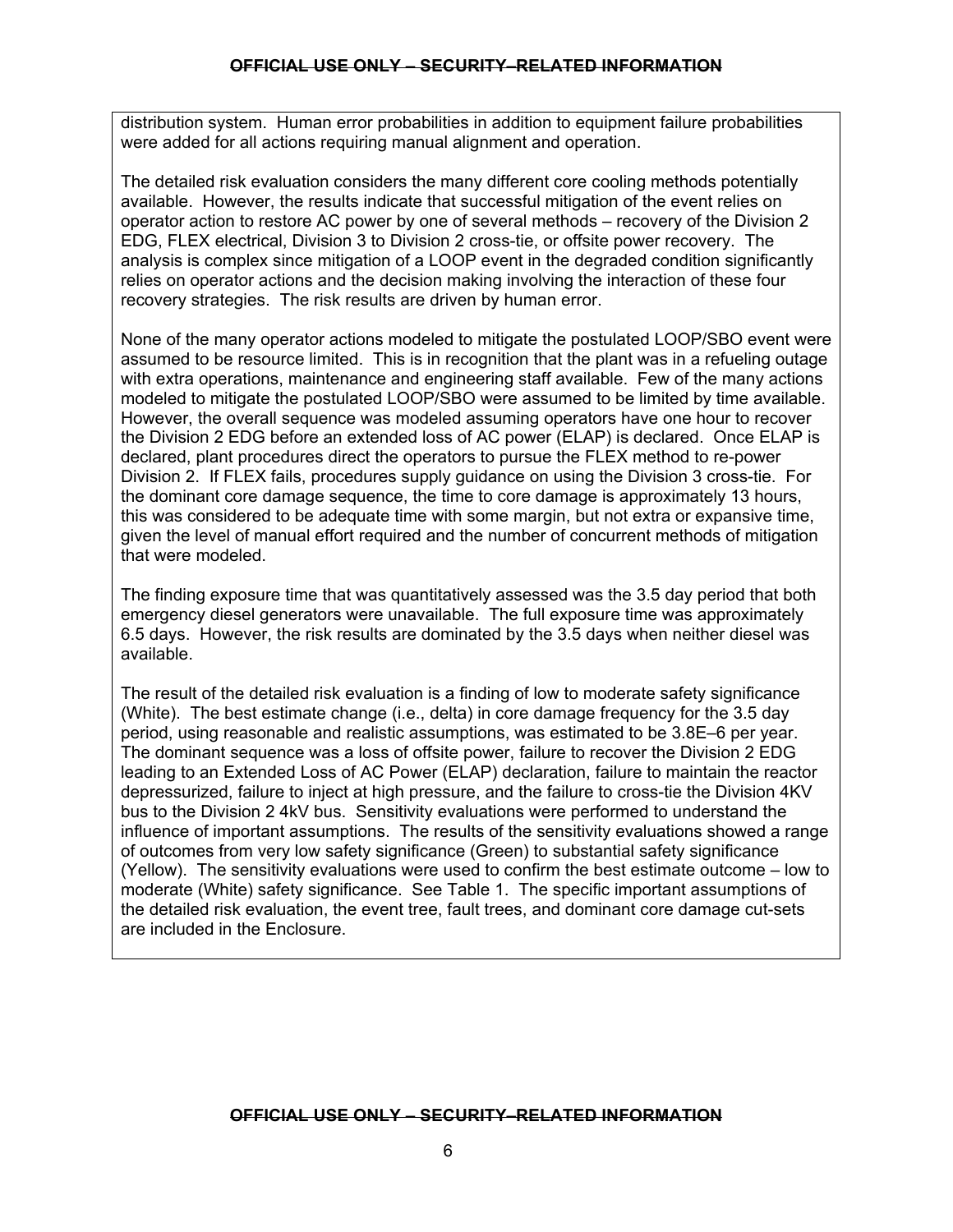distribution system. Human error probabilities in addition to equipment failure probabilities were added for all actions requiring manual alignment and operation.

The detailed risk evaluation considers the many different core cooling methods potentially available. However, the results indicate that successful mitigation of the event relies on operator action to restore AC power by one of several methods – recovery of the Division 2 EDG, FLEX electrical, Division 3 to Division 2 cross-tie, or offsite power recovery. The analysis is complex since mitigation of a LOOP event in the degraded condition significantly relies on operator actions and the decision making involving the interaction of these four recovery strategies. The risk results are driven by human error.

None of the many operator actions modeled to mitigate the postulated LOOP/SBO event were assumed to be resource limited. This is in recognition that the plant was in a refueling outage with extra operations, maintenance and engineering staff available. Few of the many actions modeled to mitigate the postulated LOOP/SBO were assumed to be limited by time available. However, the overall sequence was modeled assuming operators have one hour to recover the Division 2 EDG before an extended loss of AC power (ELAP) is declared. Once ELAP is declared, plant procedures direct the operators to pursue the FLEX method to re-power Division 2. If FLEX fails, procedures supply guidance on using the Division 3 cross-tie. For the dominant core damage sequence, the time to core damage is approximately 13 hours, this was considered to be adequate time with some margin, but not extra or expansive time, given the level of manual effort required and the number of concurrent methods of mitigation that were modeled.

The finding exposure time that was quantitatively assessed was the 3.5 day period that both emergency diesel generators were unavailable. The full exposure time was approximately 6.5 days. However, the risk results are dominated by the 3.5 days when neither diesel was available.

The result of the detailed risk evaluation is a finding of low to moderate safety significance (White). The best estimate change (i.e., delta) in core damage frequency for the 3.5 day period, using reasonable and realistic assumptions, was estimated to be 3.8E–6 per year. The dominant sequence was a loss of offsite power, failure to recover the Division 2 EDG leading to an Extended Loss of AC Power (ELAP) declaration, failure to maintain the reactor depressurized, failure to inject at high pressure, and the failure to cross-tie the Division 4KV bus to the Division 2 4kV bus. Sensitivity evaluations were performed to understand the influence of important assumptions. The results of the sensitivity evaluations showed a range of outcomes from very low safety significance (Green) to substantial safety significance (Yellow). The sensitivity evaluations were used to confirm the best estimate outcome – low to moderate (White) safety significance. See Table 1. The specific important assumptions of the detailed risk evaluation, the event tree, fault trees, and dominant core damage cut-sets are included in the Enclosure.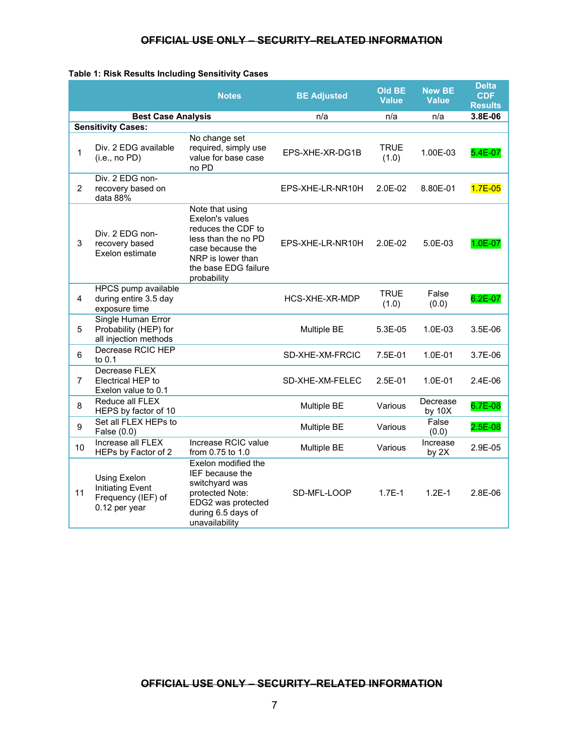**Table 1: Risk Results Including Sensitivity Cases**

| | | Notes | BE Adjusted | Old BE Value | New BE Value | Delta CDF Results |
|---|---|---|---|---|---|---|
| **Best Case Analysis** | | | n/a | n/a | n/a | **3.8E-06** |
| **Sensitivity Cases:** | | | | | | |
| 1 | Div. 2 EDG available (i.e., no PD) | No change set required, simply use value for base case no PD | EPS-XHE-XR-DG1B | TRUE (1.0) | 1.00E-03 | 5.4E-07 |
| 2 | Div. 2 EDG non-recovery based on data 88% | | EPS-XHE-LR-NR10H | 2.0E-02 | 8.80E-01 | 1.7E-05 |
| 3 | Div. 2 EDG non-recovery based Exelon estimate | Note that using Exelon's values reduces the CDF to less than the no PD case because the NRP is lower than the base EDG failure probability | EPS-XHE-LR-NR10H | 2.0E-02 | 5.0E-03 | 1.0E-07 |
| 4 | HPCS pump available during entire 3.5 day exposure time | | HCS-XHE-XR-MDP | TRUE (1.0) | False (0.0) | 6.2E-07 |
| 5 | Single Human Error Probability (HEP) for all injection methods | | Multiple BE | 5.3E-05 | 1.0E-03 | 3.5E-06 |
| 6 | Decrease RCIC HEP to 0.1 | | SD-XHE-XM-FRCIC | 7.5E-01 | 1.0E-01 | 3.7E-06 |
| 7 | Decrease FLEX Electrical HEP to Exelon value to 0.1 | | SD-XHE-XM-FELEC | 2.5E-01 | 1.0E-01 | 2.4E-06 |
| 8 | Reduce all FLEX HEPS by factor of 10 | | Multiple BE | Various | Decrease by 10X | 6.7E-08 |
| 9 | Set all FLEX HEPs to False (0.0) | | Multiple BE | Various | False (0.0) | 2.5E-08 |
| 10 | Increase all FLEX HEPs by Factor of 2 | Increase RCIC value from 0.75 to 1.0 | Multiple BE | Various | Increase by 2X | 2.9E-05 |
| 11 | Using Exelon Initiating Event Frequency (IEF) of 0.12 per year | Exelon modified the IEF because the switchyard was protected Note: EDG2 was protected during 6.5 days of unavailability | SD-MFL-LOOP | 1.7E-1 | 1.2E-1 | 2.8E-06 |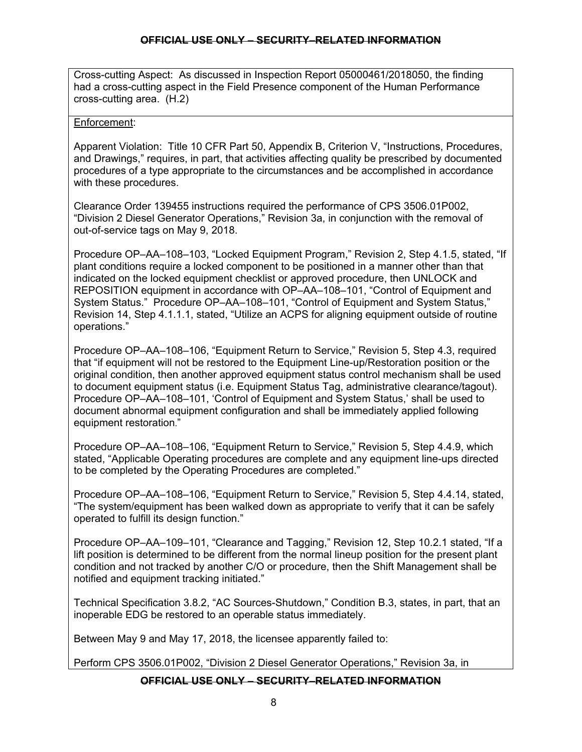Cross-cutting Aspect: As discussed in Inspection Report 05000461/2018050, the finding had a cross-cutting aspect in the Field Presence component of the Human Performance cross-cutting area. (H.2)

Enforcement:

Apparent Violation: Title 10 CFR Part 50, Appendix B, Criterion V, "Instructions, Procedures, and Drawings," requires, in part, that activities affecting quality be prescribed by documented procedures of a type appropriate to the circumstances and be accomplished in accordance with these procedures.

Clearance Order 139455 instructions required the performance of CPS 3506.01P002, "Division 2 Diesel Generator Operations," Revision 3a, in conjunction with the removal of out-of-service tags on May 9, 2018.

Procedure OP–AA–108–103, "Locked Equipment Program," Revision 2, Step 4.1.5, stated, "If plant conditions require a locked component to be positioned in a manner other than that indicated on the locked equipment checklist or approved procedure, then UNLOCK and REPOSITION equipment in accordance with OP–AA–108–101, "Control of Equipment and System Status." Procedure OP–AA–108–101, "Control of Equipment and System Status," Revision 14, Step 4.1.1.1, stated, "Utilize an ACPS for aligning equipment outside of routine operations."

Procedure OP–AA–108–106, "Equipment Return to Service," Revision 5, Step 4.3, required that "if equipment will not be restored to the Equipment Line-up/Restoration position or the original condition, then another approved equipment status control mechanism shall be used to document equipment status (i.e. Equipment Status Tag, administrative clearance/tagout). Procedure OP–AA–108–101, 'Control of Equipment and System Status,' shall be used to document abnormal equipment configuration and shall be immediately applied following equipment restoration."

Procedure OP–AA–108–106, "Equipment Return to Service," Revision 5, Step 4.4.9, which stated, "Applicable Operating procedures are complete and any equipment line-ups directed to be completed by the Operating Procedures are completed."

Procedure OP–AA–108–106, "Equipment Return to Service," Revision 5, Step 4.4.14, stated, "The system/equipment has been walked down as appropriate to verify that it can be safely operated to fulfill its design function."

Procedure OP–AA–109–101, "Clearance and Tagging," Revision 12, Step 10.2.1 stated, "If a lift position is determined to be different from the normal lineup position for the present plant condition and not tracked by another C/O or procedure, then the Shift Management shall be notified and equipment tracking initiated."

Technical Specification 3.8.2, "AC Sources-Shutdown," Condition B.3, states, in part, that an inoperable EDG be restored to an operable status immediately.

Between May 9 and May 17, 2018, the licensee apparently failed to:

Perform CPS 3506.01P002, "Division 2 Diesel Generator Operations," Revision 3a, in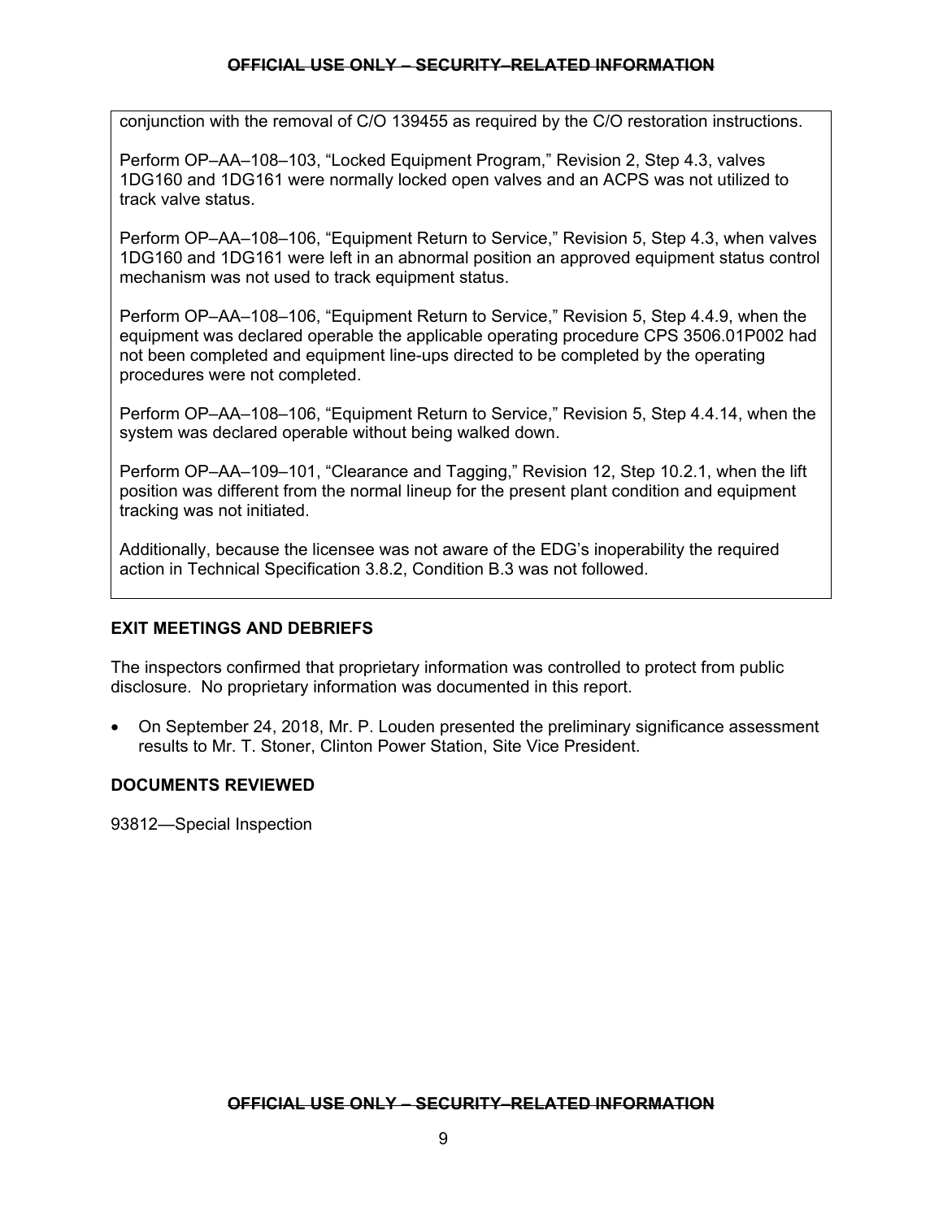conjunction with the removal of C/O 139455 as required by the C/O restoration instructions.

Perform OP–AA–108–103, "Locked Equipment Program," Revision 2, Step 4.3, valves 1DG160 and 1DG161 were normally locked open valves and an ACPS was not utilized to track valve status.

Perform OP–AA–108–106, "Equipment Return to Service," Revision 5, Step 4.3, when valves 1DG160 and 1DG161 were left in an abnormal position an approved equipment status control mechanism was not used to track equipment status.

Perform OP–AA–108–106, "Equipment Return to Service," Revision 5, Step 4.4.9, when the equipment was declared operable the applicable operating procedure CPS 3506.01P002 had not been completed and equipment line-ups directed to be completed by the operating procedures were not completed.

Perform OP–AA–108–106, "Equipment Return to Service," Revision 5, Step 4.4.14, when the system was declared operable without being walked down.

Perform OP–AA–109–101, "Clearance and Tagging," Revision 12, Step 10.2.1, when the lift position was different from the normal lineup for the present plant condition and equipment tracking was not initiated.

Additionally, because the licensee was not aware of the EDG's inoperability the required action in Technical Specification 3.8.2, Condition B.3 was not followed.

## EXIT MEETINGS AND DEBRIEFS

The inspectors confirmed that proprietary information was controlled to protect from public disclosure. No proprietary information was documented in this report.

- On September 24, 2018, Mr. P. Louden presented the preliminary significance assessment results to Mr. T. Stoner, Clinton Power Station, Site Vice President.

## DOCUMENTS REVIEWED

93812—Special Inspection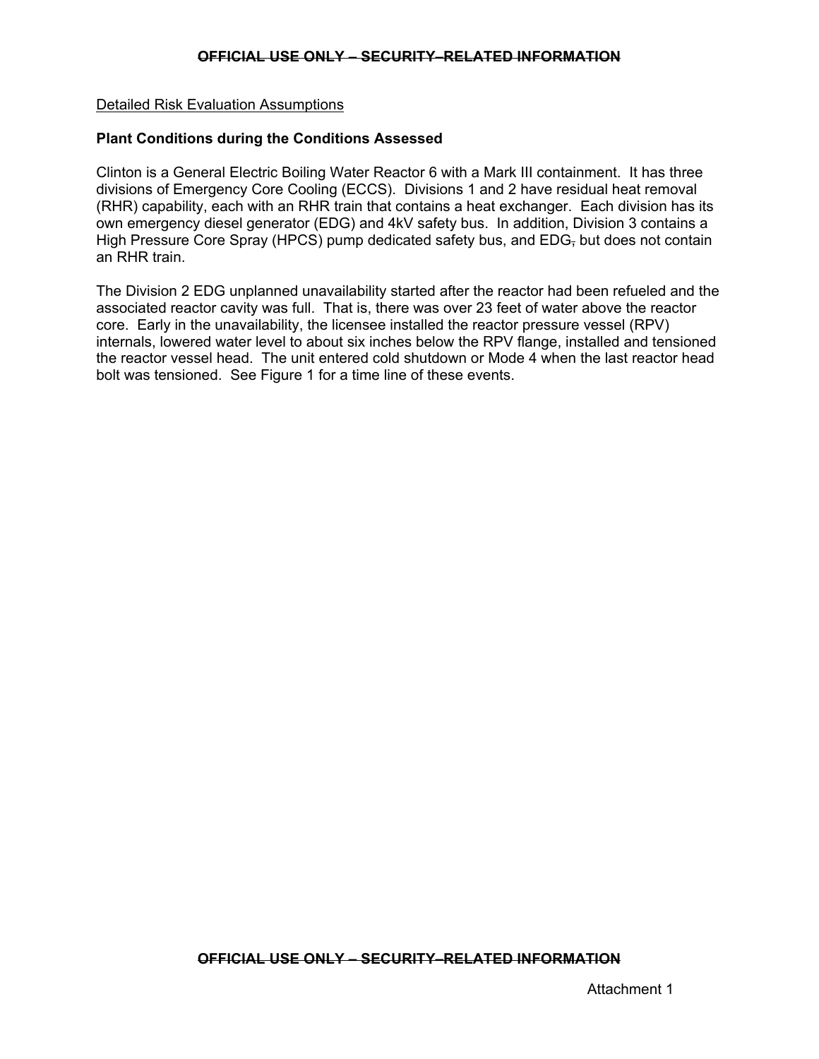Detailed Risk Evaluation Assumptions

**Plant Conditions during the Conditions Assessed**

Clinton is a General Electric Boiling Water Reactor 6 with a Mark III containment. It has three divisions of Emergency Core Cooling (ECCS). Divisions 1 and 2 have residual heat removal (RHR) capability, each with an RHR train that contains a heat exchanger. Each division has its own emergency diesel generator (EDG) and 4kV safety bus. In addition, Division 3 contains a High Pressure Core Spray (HPCS) pump dedicated safety bus, and EDG, but does not contain an RHR train.

The Division 2 EDG unplanned unavailability started after the reactor had been refueled and the associated reactor cavity was full. That is, there was over 23 feet of water above the reactor core. Early in the unavailability, the licensee installed the reactor pressure vessel (RPV) internals, lowered water level to about six inches below the RPV flange, installed and tensioned the reactor vessel head. The unit entered cold shutdown or Mode 4 when the last reactor head bolt was tensioned. See Figure 1 for a time line of these events.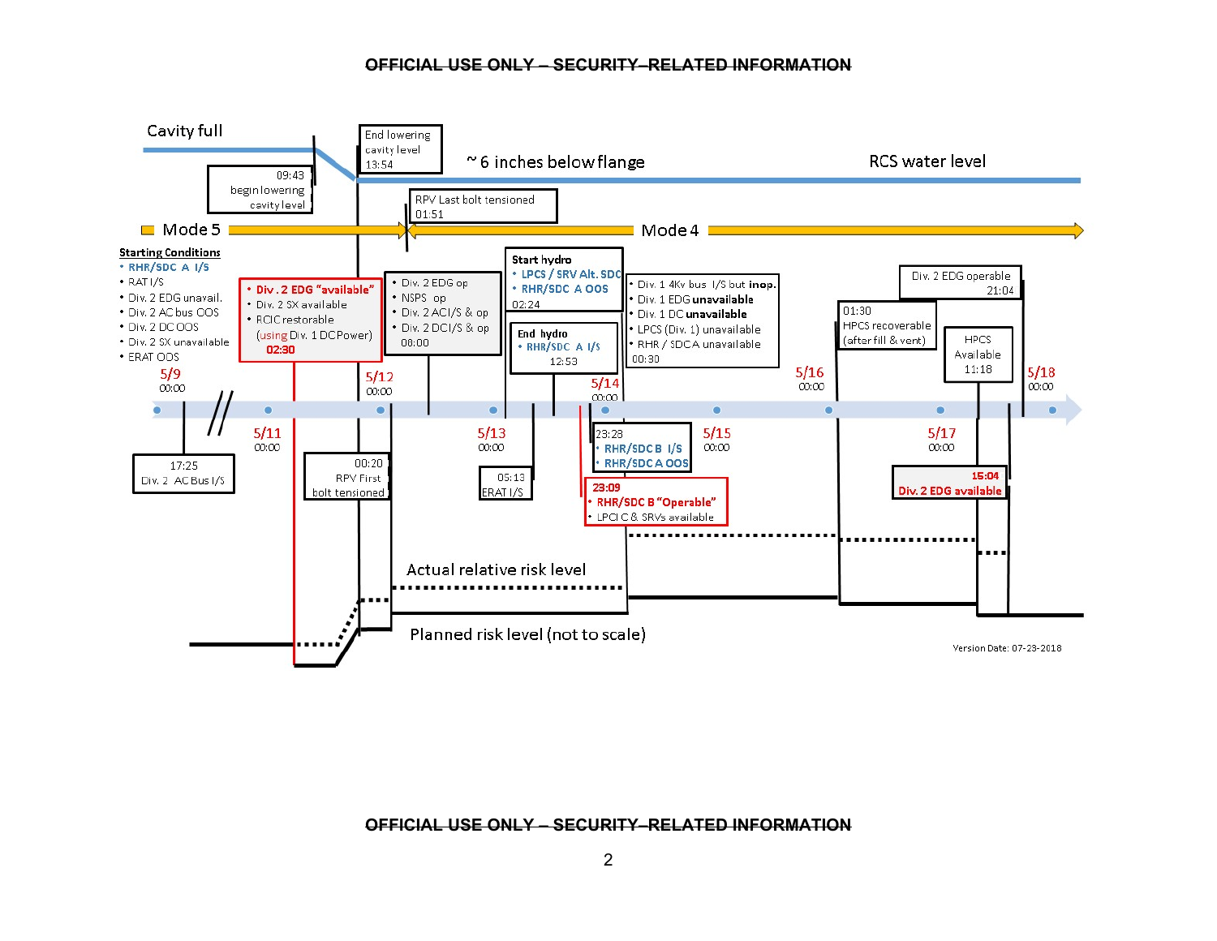~~OFFICIAL USE ONLY – SECURITY-RELATED INFORMATION~~

Cavity full

09:43 begin lowering cavity level

End lowering cavity level 13:54

~ 6 inches below flange

RCS water level

RPV Last bolt tensioned 01:51

Mode 5

Mode 4

**Starting Conditions**
- RHR/SDC A I/S
- RAT I/S
- Div. 2 EDG unavail.
- Div. 2 AC bus OOS
- Div. 2 DC OOS
- Div. 2 SX unavailable
- ERAT OOS

- **Div. 2 EDG "available"**
- Div. 2 SX available
- RCIC restorable (using Div. 1 DC Power)

**02:30**

- Div. 2 EDG op
- NSPS op
- Div. 2 ACI/S & op
- Div. 2 DCI/S & op

08:00

**Start hydro**
- **LPCS / SRV Alt. SDC**
- **RHR/SDC A OOS**

02:24

**End hydro**
- **RHR/SDC A I/S**

12:53

- Div. 1 4Kv bus I/S but **inop.**
- Div. 1 EDG **unavailable**
- Div. 1 DC **unavailable**
- LPCS (Div. 1) unavailable
- RHR / SDCA unavailable

00:30

01:30 HPCS recoverable (after fill & vent)

Div. 2 EDG operable 21:04

HPCS Available 11:18

5/9 00:00

5/11 00:00

5/12 00:00

5/13 00:00

5/14 00:00

5/15 00:00

5/16 00:00

5/17 00:00

5/18 00:00

17:25 Div. 2 AC Bus I/S

00:20 RPV First bolt tensioned

05:13 ERAT I/S

23:28
- **RHR/SDC B I/S**
- **RHR/SDC A OOS**

**23:09**
- **RHR/SDC B "Operable"**
- LPCI C & SRVs available

**15:04**
**Div. 2 EDG available**

Actual relative risk level

Planned risk level (not to scale)

Version Date: 07-23-2018

~~OFFICIAL USE ONLY – SECURITY-RELATED INFORMATION~~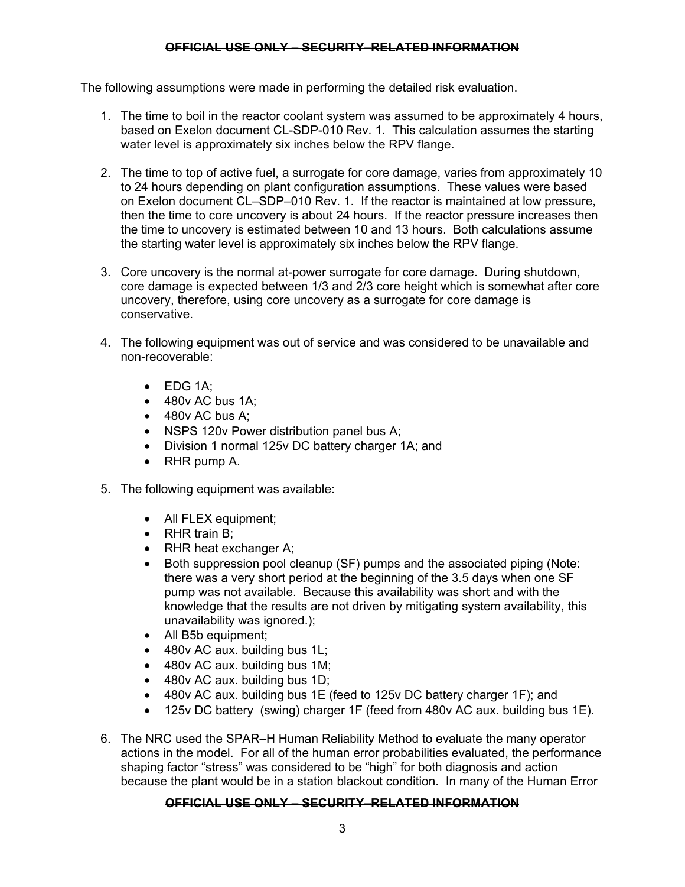The following assumptions were made in performing the detailed risk evaluation.

1. The time to boil in the reactor coolant system was assumed to be approximately 4 hours, based on Exelon document CL-SDP-010 Rev. 1. This calculation assumes the starting water level is approximately six inches below the RPV flange.

2. The time to top of active fuel, a surrogate for core damage, varies from approximately 10 to 24 hours depending on plant configuration assumptions. These values were based on Exelon document CL–SDP–010 Rev. 1. If the reactor is maintained at low pressure, then the time to core uncovery is about 24 hours. If the reactor pressure increases then the time to uncovery is estimated between 10 and 13 hours. Both calculations assume the starting water level is approximately six inches below the RPV flange.

3. Core uncovery is the normal at-power surrogate for core damage. During shutdown, core damage is expected between 1/3 and 2/3 core height which is somewhat after core uncovery, therefore, using core uncovery as a surrogate for core damage is conservative.

4. The following equipment was out of service and was considered to be unavailable and non-recoverable:

   - EDG 1A;
   - 480v AC bus 1A;
   - 480v AC bus A;
   - NSPS 120v Power distribution panel bus A;
   - Division 1 normal 125v DC battery charger 1A; and
   - RHR pump A.

5. The following equipment was available:

   - All FLEX equipment;
   - RHR train B;
   - RHR heat exchanger A;
   - Both suppression pool cleanup (SF) pumps and the associated piping (Note: there was a very short period at the beginning of the 3.5 days when one SF pump was not available. Because this availability was short and with the knowledge that the results are not driven by mitigating system availability, this unavailability was ignored.);
   - All B5b equipment;
   - 480v AC aux. building bus 1L;
   - 480v AC aux. building bus 1M;
   - 480v AC aux. building bus 1D;
   - 480v AC aux. building bus 1E (feed to 125v DC battery charger 1F); and
   - 125v DC battery (swing) charger 1F (feed from 480v AC aux. building bus 1E).

6. The NRC used the SPAR–H Human Reliability Method to evaluate the many operator actions in the model. For all of the human error probabilities evaluated, the performance shaping factor "stress" was considered to be "high" for both diagnosis and action because the plant would be in a station blackout condition. In many of the Human Error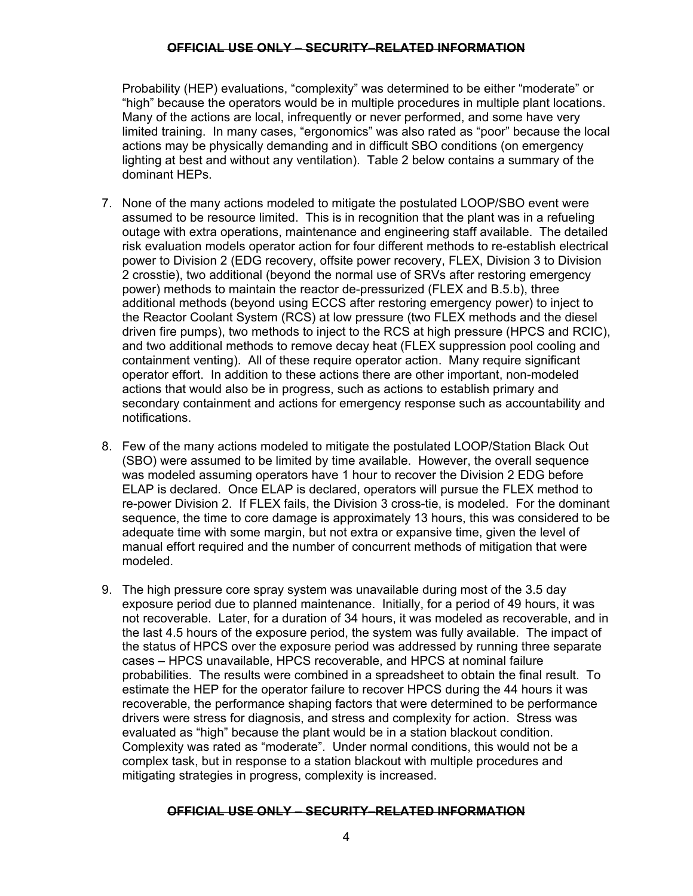Probability (HEP) evaluations, “complexity” was determined to be either “moderate” or “high” because the operators would be in multiple procedures in multiple plant locations. Many of the actions are local, infrequently or never performed, and some have very limited training. In many cases, “ergonomics” was also rated as “poor” because the local actions may be physically demanding and in difficult SBO conditions (on emergency lighting at best and without any ventilation). Table 2 below contains a summary of the dominant HEPs.

7. None of the many actions modeled to mitigate the postulated LOOP/SBO event were assumed to be resource limited. This is in recognition that the plant was in a refueling outage with extra operations, maintenance and engineering staff available. The detailed risk evaluation models operator action for four different methods to re-establish electrical power to Division 2 (EDG recovery, offsite power recovery, FLEX, Division 3 to Division 2 crosstie), two additional (beyond the normal use of SRVs after restoring emergency power) methods to maintain the reactor de-pressurized (FLEX and B.5.b), three additional methods (beyond using ECCS after restoring emergency power) to inject to the Reactor Coolant System (RCS) at low pressure (two FLEX methods and the diesel driven fire pumps), two methods to inject to the RCS at high pressure (HPCS and RCIC), and two additional methods to remove decay heat (FLEX suppression pool cooling and containment venting). All of these require operator action. Many require significant operator effort. In addition to these actions there are other important, non-modeled actions that would also be in progress, such as actions to establish primary and secondary containment and actions for emergency response such as accountability and notifications.

8. Few of the many actions modeled to mitigate the postulated LOOP/Station Black Out (SBO) were assumed to be limited by time available. However, the overall sequence was modeled assuming operators have 1 hour to recover the Division 2 EDG before ELAP is declared. Once ELAP is declared, operators will pursue the FLEX method to re-power Division 2. If FLEX fails, the Division 3 cross-tie, is modeled. For the dominant sequence, the time to core damage is approximately 13 hours, this was considered to be adequate time with some margin, but not extra or expansive time, given the level of manual effort required and the number of concurrent methods of mitigation that were modeled.

9. The high pressure core spray system was unavailable during most of the 3.5 day exposure period due to planned maintenance. Initially, for a period of 49 hours, it was not recoverable. Later, for a duration of 34 hours, it was modeled as recoverable, and in the last 4.5 hours of the exposure period, the system was fully available. The impact of the status of HPCS over the exposure period was addressed by running three separate cases – HPCS unavailable, HPCS recoverable, and HPCS at nominal failure probabilities. The results were combined in a spreadsheet to obtain the final result. To estimate the HEP for the operator failure to recover HPCS during the 44 hours it was recoverable, the performance shaping factors that were determined to be performance drivers were stress for diagnosis, and stress and complexity for action. Stress was evaluated as “high” because the plant would be in a station blackout condition. Complexity was rated as “moderate”. Under normal conditions, this would not be a complex task, but in response to a station blackout with multiple procedures and mitigating strategies in progress, complexity is increased.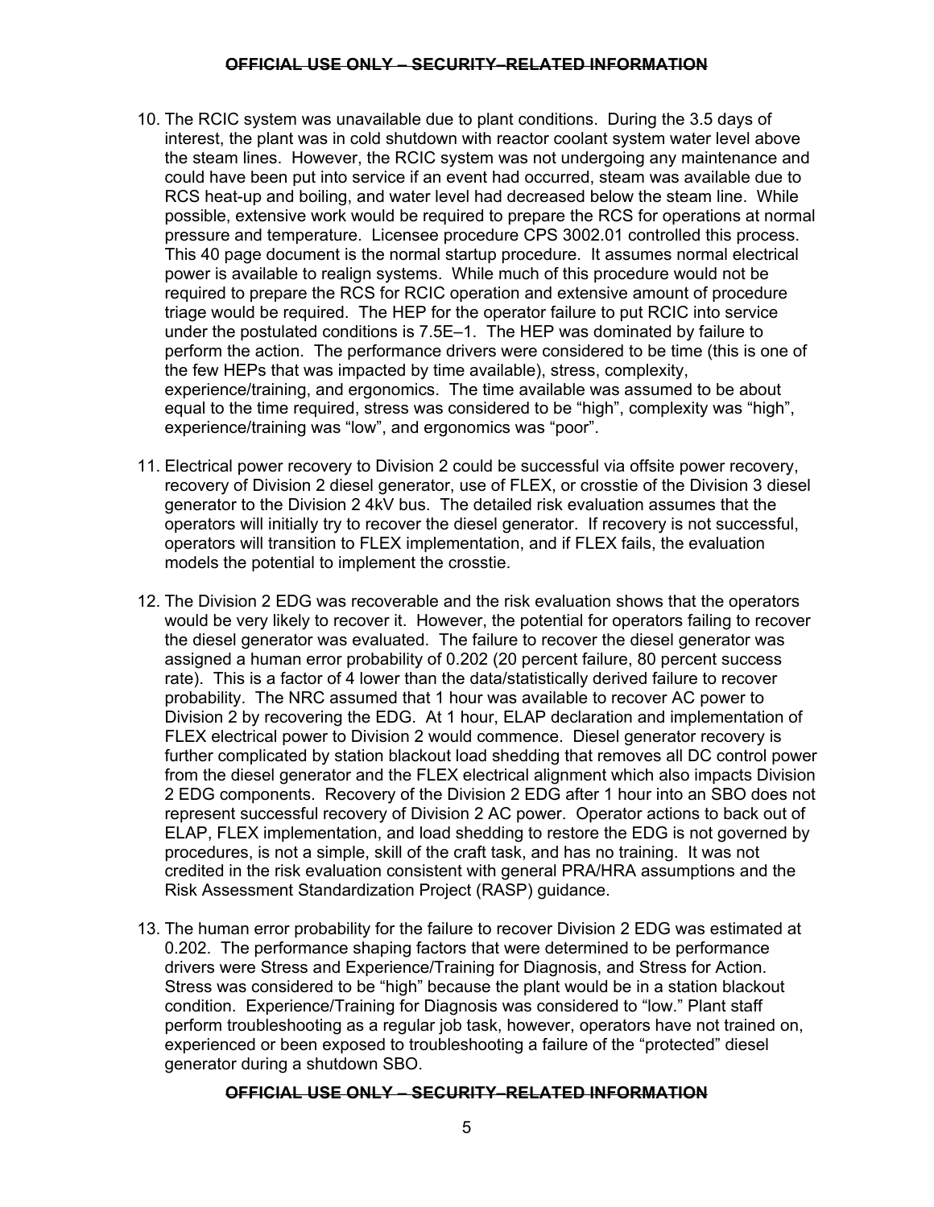10. The RCIC system was unavailable due to plant conditions. During the 3.5 days of interest, the plant was in cold shutdown with reactor coolant system water level above the steam lines. However, the RCIC system was not undergoing any maintenance and could have been put into service if an event had occurred, steam was available due to RCS heat-up and boiling, and water level had decreased below the steam line. While possible, extensive work would be required to prepare the RCS for operations at normal pressure and temperature. Licensee procedure CPS 3002.01 controlled this process. This 40 page document is the normal startup procedure. It assumes normal electrical power is available to realign systems. While much of this procedure would not be required to prepare the RCS for RCIC operation and extensive amount of procedure triage would be required. The HEP for the operator failure to put RCIC into service under the postulated conditions is 7.5E–1. The HEP was dominated by failure to perform the action. The performance drivers were considered to be time (this is one of the few HEPs that was impacted by time available), stress, complexity, experience/training, and ergonomics. The time available was assumed to be about equal to the time required, stress was considered to be "high", complexity was "high", experience/training was "low", and ergonomics was "poor".

11. Electrical power recovery to Division 2 could be successful via offsite power recovery, recovery of Division 2 diesel generator, use of FLEX, or crosstie of the Division 3 diesel generator to the Division 2 4kV bus. The detailed risk evaluation assumes that the operators will initially try to recover the diesel generator. If recovery is not successful, operators will transition to FLEX implementation, and if FLEX fails, the evaluation models the potential to implement the crosstie.

12. The Division 2 EDG was recoverable and the risk evaluation shows that the operators would be very likely to recover it. However, the potential for operators failing to recover the diesel generator was evaluated. The failure to recover the diesel generator was assigned a human error probability of 0.202 (20 percent failure, 80 percent success rate). This is a factor of 4 lower than the data/statistically derived failure to recover probability. The NRC assumed that 1 hour was available to recover AC power to Division 2 by recovering the EDG. At 1 hour, ELAP declaration and implementation of FLEX electrical power to Division 2 would commence. Diesel generator recovery is further complicated by station blackout load shedding that removes all DC control power from the diesel generator and the FLEX electrical alignment which also impacts Division 2 EDG components. Recovery of the Division 2 EDG after 1 hour into an SBO does not represent successful recovery of Division 2 AC power. Operator actions to back out of ELAP, FLEX implementation, and load shedding to restore the EDG is not governed by procedures, is not a simple, skill of the craft task, and has no training. It was not credited in the risk evaluation consistent with general PRA/HRA assumptions and the Risk Assessment Standardization Project (RASP) guidance.

13. The human error probability for the failure to recover Division 2 EDG was estimated at 0.202. The performance shaping factors that were determined to be performance drivers were Stress and Experience/Training for Diagnosis, and Stress for Action. Stress was considered to be "high" because the plant would be in a station blackout condition. Experience/Training for Diagnosis was considered to "low." Plant staff perform troubleshooting as a regular job task, however, operators have not trained on, experienced or been exposed to troubleshooting a failure of the "protected" diesel generator during a shutdown SBO.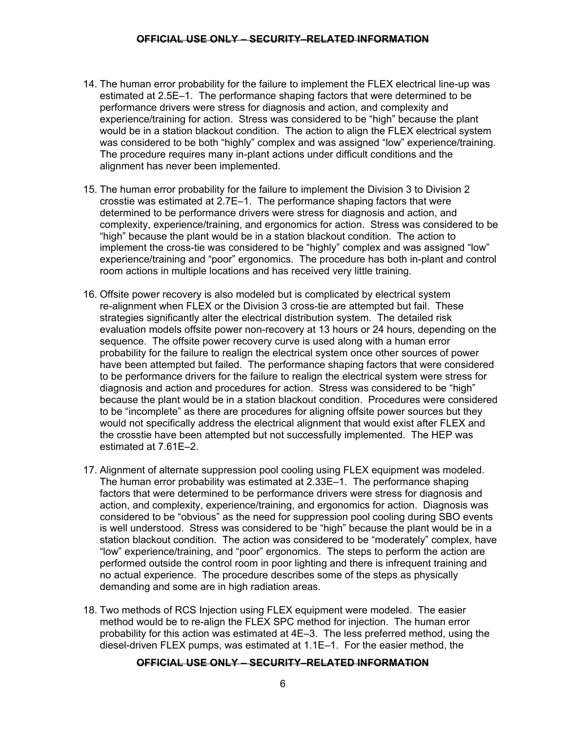14. The human error probability for the failure to implement the FLEX electrical line-up was estimated at 2.5E–1. The performance shaping factors that were determined to be performance drivers were stress for diagnosis and action, and complexity and experience/training for action. Stress was considered to be "high" because the plant would be in a station blackout condition. The action to align the FLEX electrical system was considered to be both "highly" complex and was assigned "low" experience/training. The procedure requires many in-plant actions under difficult conditions and the alignment has never been implemented.

15. The human error probability for the failure to implement the Division 3 to Division 2 crosstie was estimated at 2.7E–1. The performance shaping factors that were determined to be performance drivers were stress for diagnosis and action, and complexity, experience/training, and ergonomics for action. Stress was considered to be "high" because the plant would be in a station blackout condition. The action to implement the cross-tie was considered to be "highly" complex and was assigned "low" experience/training and "poor" ergonomics. The procedure has both in-plant and control room actions in multiple locations and has received very little training.

16. Offsite power recovery is also modeled but is complicated by electrical system re-alignment when FLEX or the Division 3 cross-tie are attempted but fail. These strategies significantly alter the electrical distribution system. The detailed risk evaluation models offsite power non-recovery at 13 hours or 24 hours, depending on the sequence. The offsite power recovery curve is used along with a human error probability for the failure to realign the electrical system once other sources of power have been attempted but failed. The performance shaping factors that were considered to be performance drivers for the failure to realign the electrical system were stress for diagnosis and action and procedures for action. Stress was considered to be "high" because the plant would be in a station blackout condition. Procedures were considered to be "incomplete" as there are procedures for aligning offsite power sources but they would not specifically address the electrical alignment that would exist after FLEX and the crosstie have been attempted but not successfully implemented. The HEP was estimated at 7.61E–2.

17. Alignment of alternate suppression pool cooling using FLEX equipment was modeled. The human error probability was estimated at 2.33E–1. The performance shaping factors that were determined to be performance drivers were stress for diagnosis and action, and complexity, experience/training, and ergonomics for action. Diagnosis was considered to be "obvious" as the need for suppression pool cooling during SBO events is well understood. Stress was considered to be "high" because the plant would be in a station blackout condition. The action was considered to be "moderately" complex, have "low" experience/training, and "poor" ergonomics. The steps to perform the action are performed outside the control room in poor lighting and there is infrequent training and no actual experience. The procedure describes some of the steps as physically demanding and some are in high radiation areas.

18. Two methods of RCS Injection using FLEX equipment were modeled. The easier method would be to re-align the FLEX SPC method for injection. The human error probability for this action was estimated at 4E–3. The less preferred method, using the diesel-driven FLEX pumps, was estimated at 1.1E–1. For the easier method, the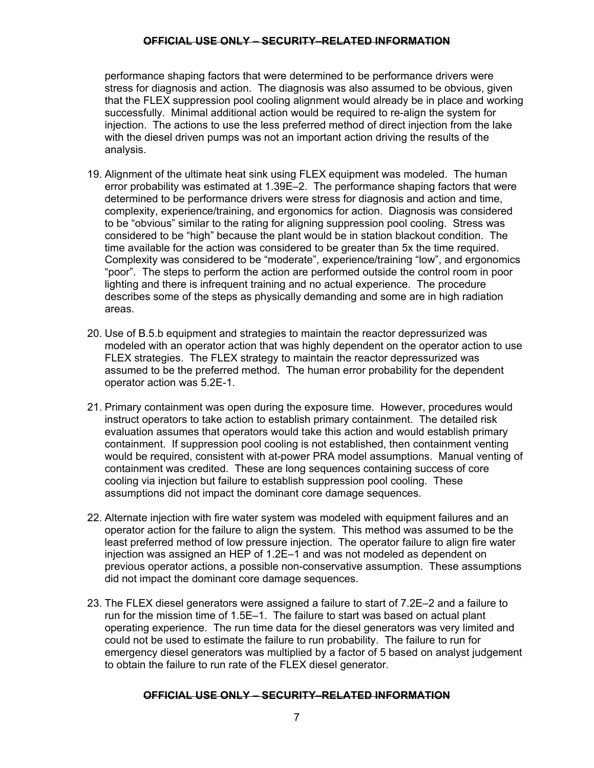performance shaping factors that were determined to be performance drivers were stress for diagnosis and action. The diagnosis was also assumed to be obvious, given that the FLEX suppression pool cooling alignment would already be in place and working successfully. Minimal additional action would be required to re-align the system for injection. The actions to use the less preferred method of direct injection from the lake with the diesel driven pumps was not an important action driving the results of the analysis.

19. Alignment of the ultimate heat sink using FLEX equipment was modeled. The human error probability was estimated at 1.39E–2. The performance shaping factors that were determined to be performance drivers were stress for diagnosis and action and time, complexity, experience/training, and ergonomics for action. Diagnosis was considered to be "obvious" similar to the rating for aligning suppression pool cooling. Stress was considered to be "high" because the plant would be in station blackout condition. The time available for the action was considered to be greater than 5x the time required. Complexity was considered to be "moderate", experience/training "low", and ergonomics "poor". The steps to perform the action are performed outside the control room in poor lighting and there is infrequent training and no actual experience. The procedure describes some of the steps as physically demanding and some are in high radiation areas.

20. Use of B.5.b equipment and strategies to maintain the reactor depressurized was modeled with an operator action that was highly dependent on the operator action to use FLEX strategies. The FLEX strategy to maintain the reactor depressurized was assumed to be the preferred method. The human error probability for the dependent operator action was 5.2E-1.

21. Primary containment was open during the exposure time. However, procedures would instruct operators to take action to establish primary containment. The detailed risk evaluation assumes that operators would take this action and would establish primary containment. If suppression pool cooling is not established, then containment venting would be required, consistent with at-power PRA model assumptions. Manual venting of containment was credited. These are long sequences containing success of core cooling via injection but failure to establish suppression pool cooling. These assumptions did not impact the dominant core damage sequences.

22. Alternate injection with fire water system was modeled with equipment failures and an operator action for the failure to align the system. This method was assumed to be the least preferred method of low pressure injection. The operator failure to align fire water injection was assigned an HEP of 1.2E–1 and was not modeled as dependent on previous operator actions, a possible non-conservative assumption. These assumptions did not impact the dominant core damage sequences.

23. The FLEX diesel generators were assigned a failure to start of 7.2E–2 and a failure to run for the mission time of 1.5E–1. The failure to start was based on actual plant operating experience. The run time data for the diesel generators was very limited and could not be used to estimate the failure to run probability. The failure to run for emergency diesel generators was multiplied by a factor of 5 based on analyst judgement to obtain the failure to run rate of the FLEX diesel generator.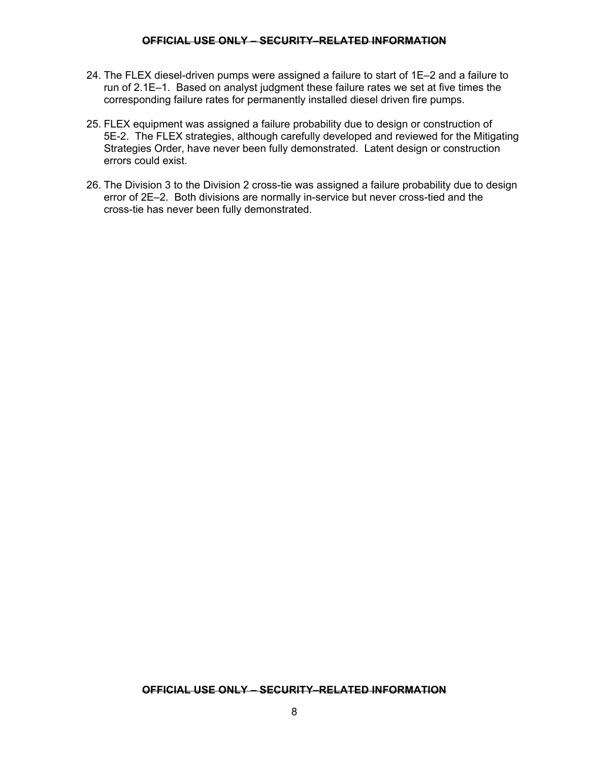24. The FLEX diesel-driven pumps were assigned a failure to start of 1E–2 and a failure to run of 2.1E–1. Based on analyst judgment these failure rates we set at five times the corresponding failure rates for permanently installed diesel driven fire pumps.

25. FLEX equipment was assigned a failure probability due to design or construction of 5E-2. The FLEX strategies, although carefully developed and reviewed for the Mitigating Strategies Order, have never been fully demonstrated. Latent design or construction errors could exist.

26. The Division 3 to the Division 2 cross-tie was assigned a failure probability due to design error of 2E–2. Both divisions are normally in-service but never cross-tied and the cross-tie has never been fully demonstrated.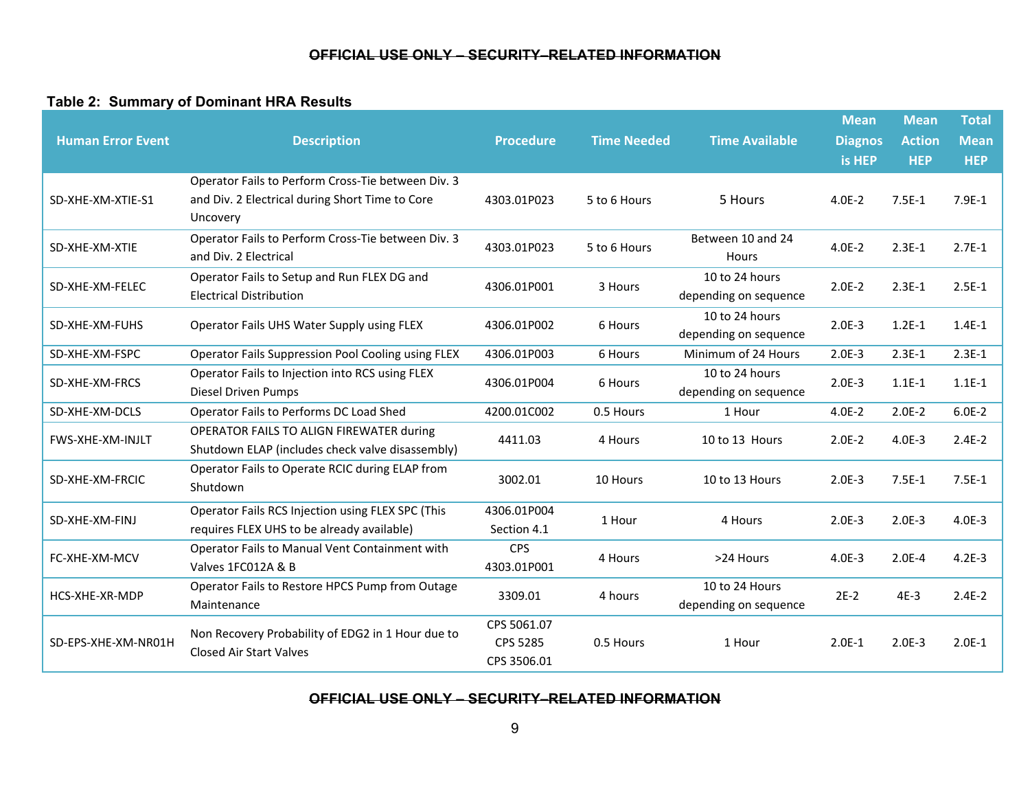~~OFFICIAL USE ONLY – SECURITY–RELATED INFORMATION~~

**Table 2: Summary of Dominant HRA Results**

| Human Error Event | Description | Procedure | Time Needed | Time Available | Mean Diagnosis HEP | Mean Action HEP | Total Mean HEP |
|---|---|---|---|---|---|---|---|
| SD-XHE-XM-XTIE-S1 | Operator Fails to Perform Cross-Tie between Div. 3 and Div. 2 Electrical during Short Time to Core Uncovery | 4303.01P023 | 5 to 6 Hours | 5 Hours | 4.0E-2 | 7.5E-1 | 7.9E-1 |
| SD-XHE-XM-XTIE | Operator Fails to Perform Cross-Tie between Div. 3 and Div. 2 Electrical | 4303.01P023 | 5 to 6 Hours | Between 10 and 24 Hours | 4.0E-2 | 2.3E-1 | 2.7E-1 |
| SD-XHE-XM-FELEC | Operator Fails to Setup and Run FLEX DG and Electrical Distribution | 4306.01P001 | 3 Hours | 10 to 24 hours depending on sequence | 2.0E-2 | 2.3E-1 | 2.5E-1 |
| SD-XHE-XM-FUHS | Operator Fails UHS Water Supply using FLEX | 4306.01P002 | 6 Hours | 10 to 24 hours depending on sequence | 2.0E-3 | 1.2E-1 | 1.4E-1 |
| SD-XHE-XM-FSPC | Operator Fails Suppression Pool Cooling using FLEX | 4306.01P003 | 6 Hours | Minimum of 24 Hours | 2.0E-3 | 2.3E-1 | 2.3E-1 |
| SD-XHE-XM-FRCS | Operator Fails to Injection into RCS using FLEX Diesel Driven Pumps | 4306.01P004 | 6 Hours | 10 to 24 hours depending on sequence | 2.0E-3 | 1.1E-1 | 1.1E-1 |
| SD-XHE-XM-DCLS | Operator Fails to Performs DC Load Shed | 4200.01C002 | 0.5 Hours | 1 Hour | 4.0E-2 | 2.0E-2 | 6.0E-2 |
| FWS-XHE-XM-INJLT | OPERATOR FAILS TO ALIGN FIREWATER during Shutdown ELAP (includes check valve disassembly) | 4411.03 | 4 Hours | 10 to 13 Hours | 2.0E-2 | 4.0E-3 | 2.4E-2 |
| SD-XHE-XM-FRCIC | Operator Fails to Operate RCIC during ELAP from Shutdown | 3002.01 | 10 Hours | 10 to 13 Hours | 2.0E-3 | 7.5E-1 | 7.5E-1 |
| SD-XHE-XM-FINJ | Operator Fails RCS Injection using FLEX SPC (This requires FLEX UHS to be already available) | 4306.01P004 Section 4.1 | 1 Hour | 4 Hours | 2.0E-3 | 2.0E-3 | 4.0E-3 |
| FC-XHE-XM-MCV | Operator Fails to Manual Vent Containment with Valves 1FC012A & B | CPS 4303.01P001 | 4 Hours | >24 Hours | 4.0E-3 | 2.0E-4 | 4.2E-3 |
| HCS-XHE-XR-MDP | Operator Fails to Restore HPCS Pump from Outage Maintenance | 3309.01 | 4 hours | 10 to 24 Hours depending on sequence | 2E-2 | 4E-3 | 2.4E-2 |
| SD-EPS-XHE-XM-NR01H | Non Recovery Probability of EDG2 in 1 Hour due to Closed Air Start Valves | CPS 5061.07 CPS 5285 CPS 3506.01 | 0.5 Hours | 1 Hour | 2.0E-1 | 2.0E-3 | 2.0E-1 |

~~OFFICIAL USE ONLY – SECURITY–RELATED INFORMATION~~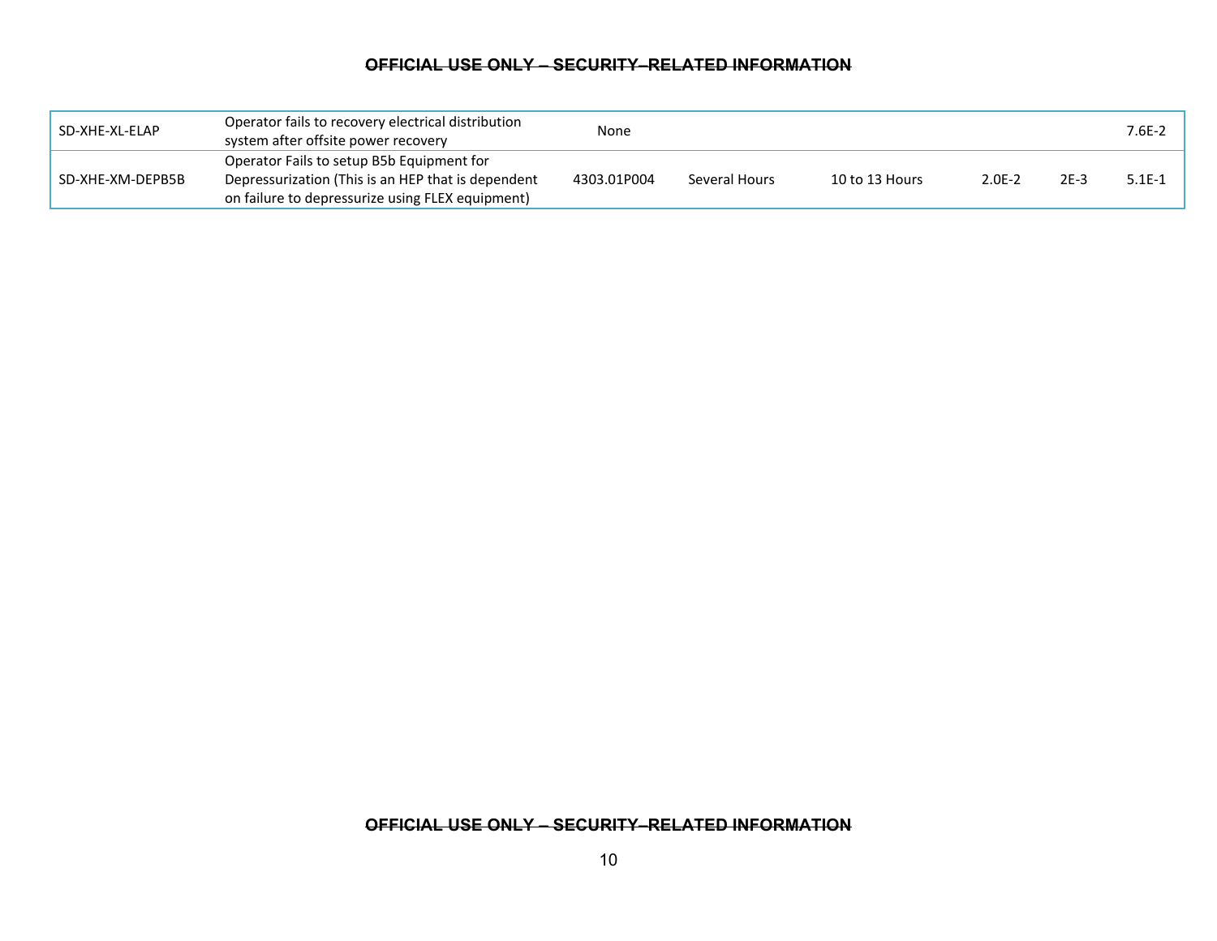| | | | | | | | |
|---|---|---|---|---|---|---|---|
| SD-XHE-XL-ELAP | Operator fails to recovery electrical distribution system after offsite power recovery | None | | | | | 7.6E-2 |
| SD-XHE-XM-DEPB5B | Operator Fails to setup B5b Equipment for Depressurization (This is an HEP that is dependent on failure to depressurize using FLEX equipment) | 4303.01P004 | Several Hours | 10 to 13 Hours | 2.0E-2 | 2E-3 | 5.1E-1 |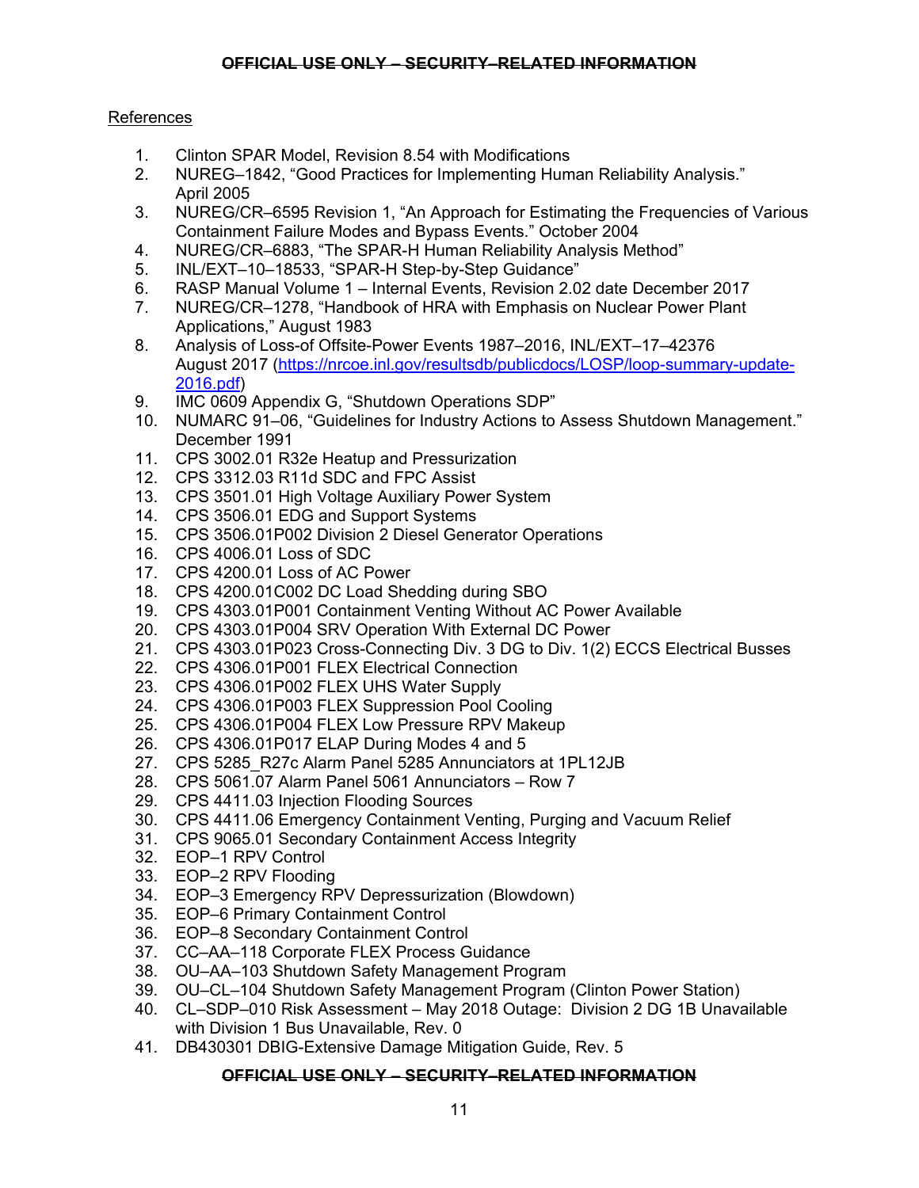References

1. Clinton SPAR Model, Revision 8.54 with Modifications
2. NUREG–1842, “Good Practices for Implementing Human Reliability Analysis.” April 2005
3. NUREG/CR–6595 Revision 1, “An Approach for Estimating the Frequencies of Various Containment Failure Modes and Bypass Events.” October 2004
4. NUREG/CR–6883, “The SPAR-H Human Reliability Analysis Method”
5. INL/EXT–10–18533, “SPAR-H Step-by-Step Guidance”
6. RASP Manual Volume 1 – Internal Events, Revision 2.02 date December 2017
7. NUREG/CR–1278, “Handbook of HRA with Emphasis on Nuclear Power Plant Applications,” August 1983
8. Analysis of Loss-of Offsite-Power Events 1987–2016, INL/EXT–17–42376 August 2017 (https://nrcoe.inl.gov/resultsdb/publicdocs/LOSP/loop-summary-update-2016.pdf)
9. IMC 0609 Appendix G, “Shutdown Operations SDP”
10. NUMARC 91–06, “Guidelines for Industry Actions to Assess Shutdown Management.” December 1991
11. CPS 3002.01 R32e Heatup and Pressurization
12. CPS 3312.03 R11d SDC and FPC Assist
13. CPS 3501.01 High Voltage Auxiliary Power System
14. CPS 3506.01 EDG and Support Systems
15. CPS 3506.01P002 Division 2 Diesel Generator Operations
16. CPS 4006.01 Loss of SDC
17. CPS 4200.01 Loss of AC Power
18. CPS 4200.01C002 DC Load Shedding during SBO
19. CPS 4303.01P001 Containment Venting Without AC Power Available
20. CPS 4303.01P004 SRV Operation With External DC Power
21. CPS 4303.01P023 Cross-Connecting Div. 3 DG to Div. 1(2) ECCS Electrical Busses
22. CPS 4306.01P001 FLEX Electrical Connection
23. CPS 4306.01P002 FLEX UHS Water Supply
24. CPS 4306.01P003 FLEX Suppression Pool Cooling
25. CPS 4306.01P004 FLEX Low Pressure RPV Makeup
26. CPS 4306.01P017 ELAP During Modes 4 and 5
27. CPS 5285_R27c Alarm Panel 5285 Annunciators at 1PL12JB
28. CPS 5061.07 Alarm Panel 5061 Annunciators – Row 7
29. CPS 4411.03 Injection Flooding Sources
30. CPS 4411.06 Emergency Containment Venting, Purging and Vacuum Relief
31. CPS 9065.01 Secondary Containment Access Integrity
32. EOP–1 RPV Control
33. EOP–2 RPV Flooding
34. EOP–3 Emergency RPV Depressurization (Blowdown)
35. EOP–6 Primary Containment Control
36. EOP–8 Secondary Containment Control
37. CC–AA–118 Corporate FLEX Process Guidance
38. OU–AA–103 Shutdown Safety Management Program
39. OU–CL–104 Shutdown Safety Management Program (Clinton Power Station)
40. CL–SDP–010 Risk Assessment – May 2018 Outage: Division 2 DG 1B Unavailable with Division 1 Bus Unavailable, Rev. 0
41. DB430301 DBIG-Extensive Damage Mitigation Guide, Rev. 5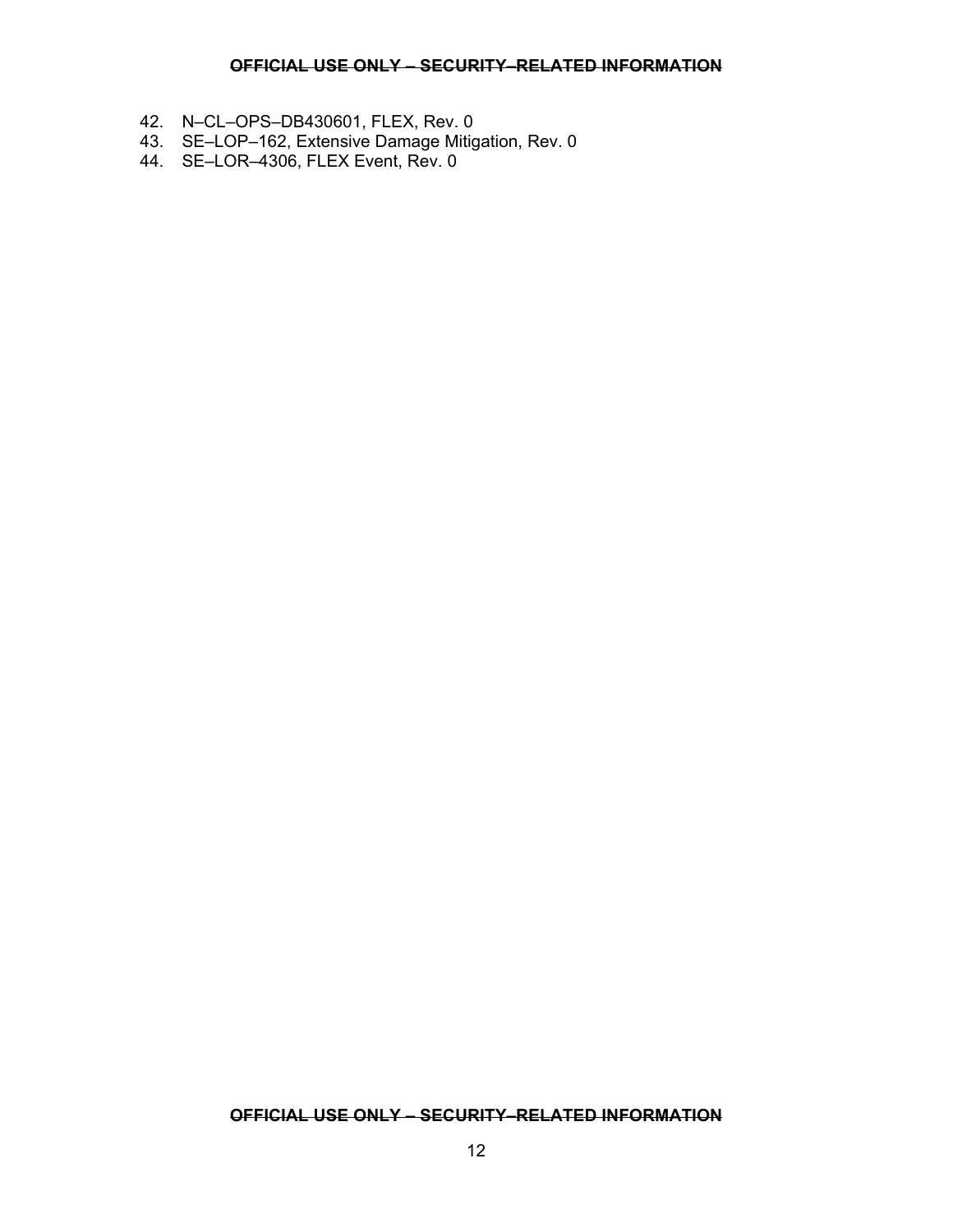42. N–CL–OPS–DB430601, FLEX, Rev. 0
43. SE–LOP–162, Extensive Damage Mitigation, Rev. 0
44. SE–LOR–4306, FLEX Event, Rev. 0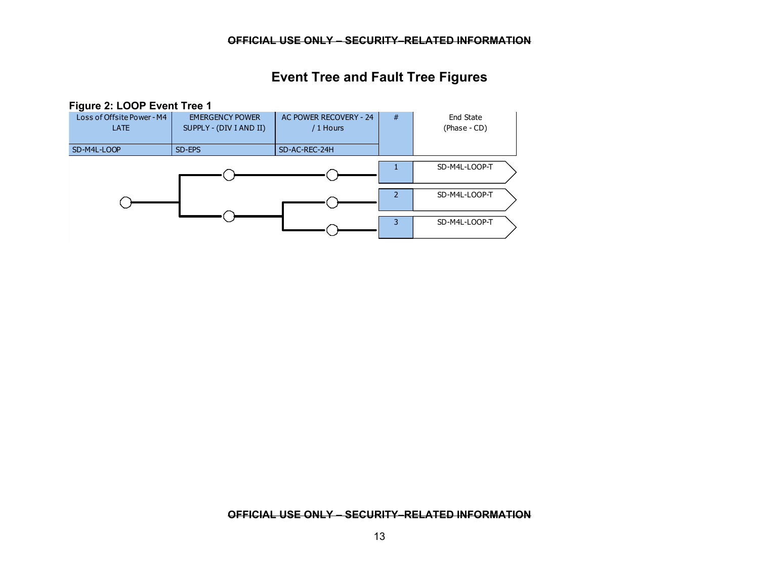# Event Tree and Fault Tree Figures

**Figure 2: LOOP Event Tree 1**

| Loss of Offsite Power - M4 LATE | EMERGENCY POWER SUPPLY - (DIV I AND II) | AC POWER RECOVERY - 24 / 1 Hours | # | End State (Phase - CD) |
|---|---|---|---|---|
| SD-M4L-LOOP | SD-EPS | SD-AC-REC-24H | | |
| | | | 1 | SD-M4L-LOOP-T |
| | | | 2 | SD-M4L-LOOP-T |
| | | | 3 | SD-M4L-LOOP-T |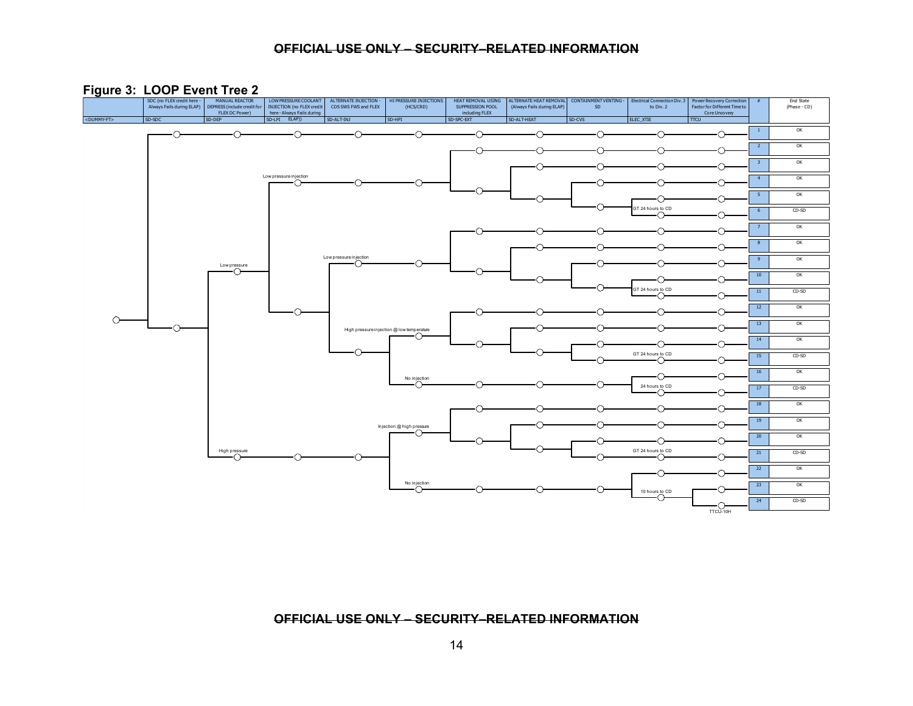## Figure 3: LOOP Event Tree 2

| <DUMMY-FT> | SDC (no FLEX credit here - Always Fails during ELAP) | MANUAL REACTOR DEPRESS (include credit for FLEX DC Power) | LOW PRESSURE COOLANT INJECTION (no FLEX credit here - Always Fails during ELAP)) | ALTERNATE INJECTION - CDS SWS FWS and FLEX | HI PRESSURE INJECTIONS (HCS/CRD) | HEAT REMOVAL USING SUPPRESSION POOL including FLEX | ALTERNATE HEAT REMOVAL (Always Fails during ELAP) | CONTAINMENT VENTING - SD | Electrical Connection Div. 3 to Div. 2 | Power Recovery Correction Factor for Different Time to Core Uncovery | # | End State (Phase - CD) |
|---|---|---|---|---|---|---|---|---|---|---|---|---|
| | SD-SDC | SD-DEP | SD-LPI | SD-ALT-INJ | SD-HPI | SD-SPC-EXT | SD-ALT-HEAT | SD-CVS | ELEC_XTIE | TTCU | | |
| | | | | | | | | | | | 1 | OK |
| | | | | | | | | | | | 2 | OK |
| | | | | | | | | | | | 3 | OK |
| | | Low pressure | Low pressure injection | | | | | | | | 4 | OK |
| | | | | | | | | | | | 5 | OK |
| | | | | | | | | | GT 24 hours to CD | | 6 | CD-SD |
| | | | | | | | | | | | 7 | OK |
| | | | | | | | | | | | 8 | OK |
| | | | | Low pressure injection | | | | | | | 9 | OK |
| | | | | | | | | | | | 10 | OK |
| | | | | | | | | | GT 24 hours to CD | | 11 | CD-SD |
| | | | | | | | | | | | 12 | OK |
| | | | | | High pressure injection @ low temperature | | | | | | 13 | OK |
| | | | | | | | | | | | 14 | OK |
| | | | | | | | | | GT 24 hours to CD | | 15 | CD-SD |
| | | | | | | | | | | | 16 | OK |
| | | | | | No injection | | | | 24 hours to CD | | 17 | CD-SD |
| | | | | | | | | | | | 18 | OK |
| | | | | | Injection @ high pressure | | | | | | 19 | OK |
| | | | | | | | | | | | 20 | OK |
| | | High pressure | | | | | | | GT 24 hours to CD | | 21 | CD-SD |
| | | | | | | | | | | | 22 | OK |
| | | | | | No injection | | | | | | 23 | OK |
| | | | | | | | | | 10 hours to CD | TTCU-10H | 24 | CD-SD |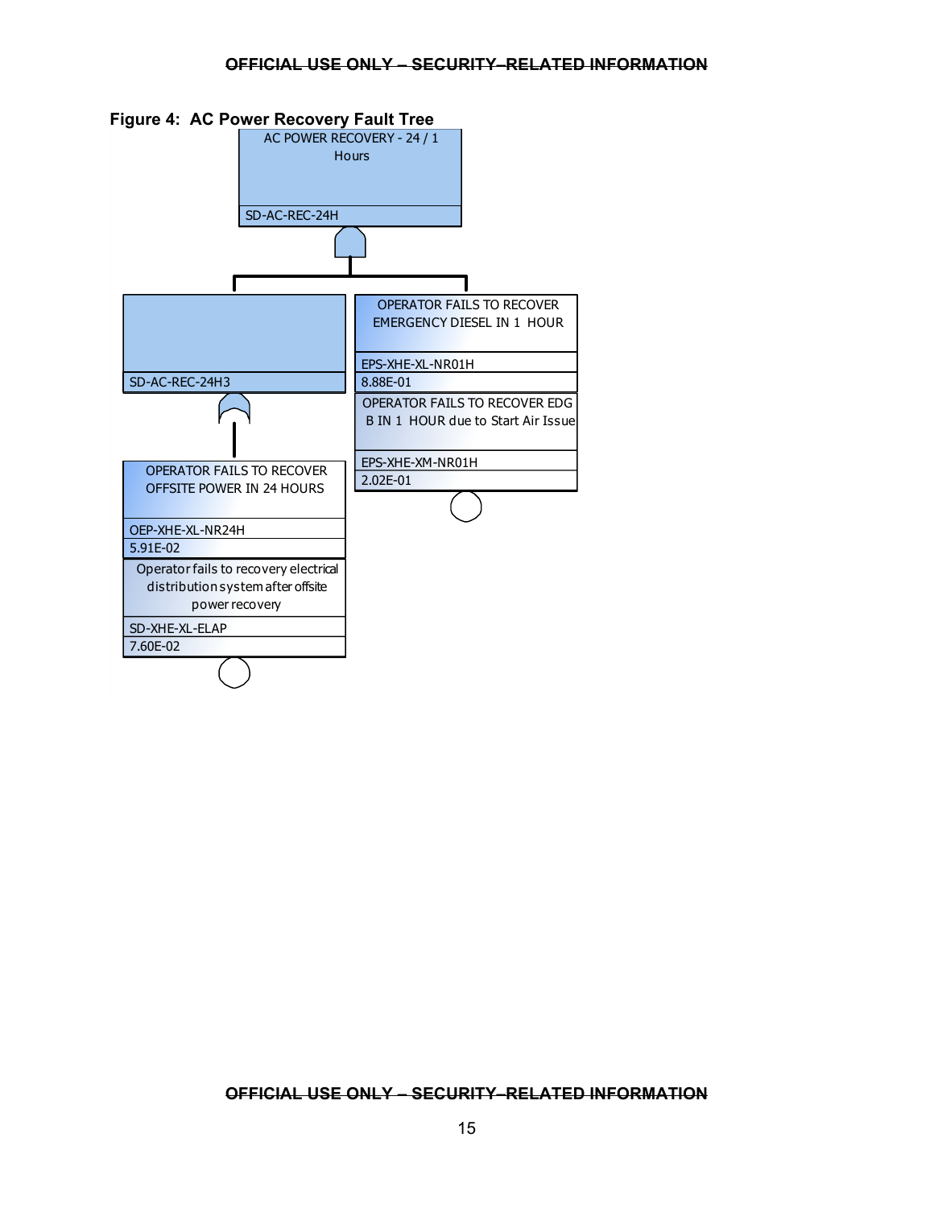**Figure 4: AC Power Recovery Fault Tree**

AC POWER RECOVERY - 24 / 1 Hours

SD-AC-REC-24H

SD-AC-REC-24H3

OPERATOR FAILS TO RECOVER EMERGENCY DIESEL IN 1 HOUR

EPS-XHE-XL-NR01H

8.88E-01

OPERATOR FAILS TO RECOVER EDG B IN 1 HOUR due to Start Air Issue

EPS-XHE-XM-NR01H

2.02E-01

OPERATOR FAILS TO RECOVER OFFSITE POWER IN 24 HOURS

OEP-XHE-XL-NR24H

5.91E-02

Operator fails to recovery electrical distribution system after offsite power recovery

SD-XHE-XL-ELAP

7.60E-02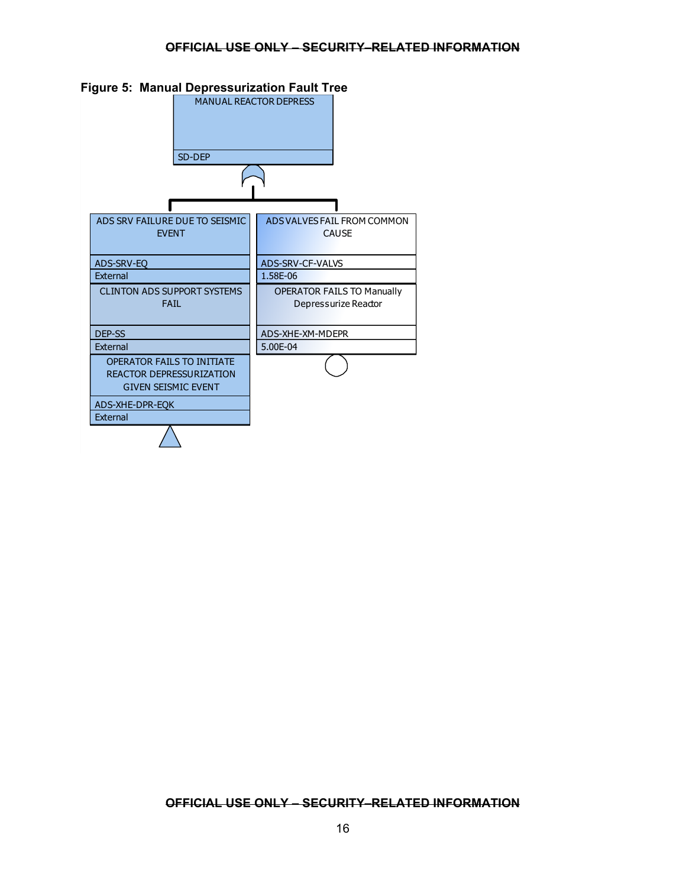**Figure 5: Manual Depressurization Fault Tree**

MANUAL REACTOR DEPRESS

SD-DEP

ADS SRV FAILURE DUE TO SEISMIC EVENT

ADS-SRV-EQ

External

CLINTON ADS SUPPORT SYSTEMS FAIL

DEP-SS

External

OPERATOR FAILS TO INITIATE REACTOR DEPRESSURIZATION GIVEN SEISMIC EVENT

ADS-XHE-DPR-EQK

External

ADS VALVES FAIL FROM COMMON CAUSE

ADS-SRV-CF-VALVS

1.58E-06

OPERATOR FAILS TO Manually Depressurize Reactor

ADS-XHE-XM-MDEPR

5.00E-04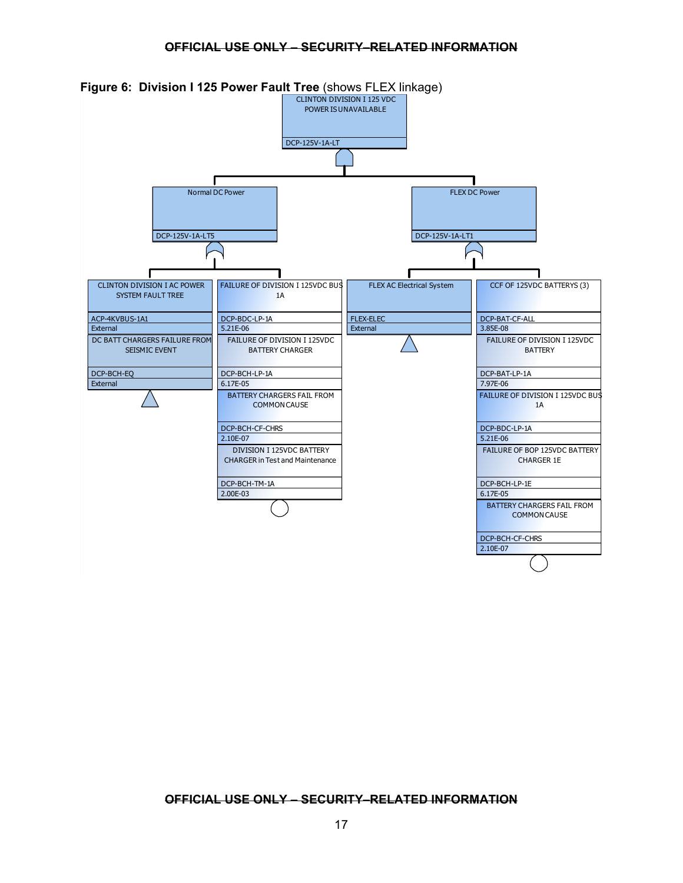**Figure 6: Division I 125 Power Fault Tree** (shows FLEX linkage)

CLINTON DIVISION I 125 VDC POWER IS UNAVAILABLE
DCP-125V-1A-LT

Normal DC Power
DCP-125V-1A-LT5

FLEX DC Power
DCP-125V-1A-LT1

CLINTON DIVISION I AC POWER SYSTEM FAULT TREE
ACP-4KVBUS-1A1
External

DC BATT CHARGERS FAILURE FROM SEISMIC EVENT
DCP-BCH-EQ
External

FAILURE OF DIVISION I 125VDC BUS 1A
DCP-BDC-LP-1A
5.21E-06

FAILURE OF DIVISION I 125VDC BATTERY CHARGER
DCP-BCH-LP-1A
6.17E-05

BATTERY CHARGERS FAIL FROM COMMON CAUSE
DCP-BCH-CF-CHRS
2.10E-07

DIVISION I 125VDC BATTERY CHARGER in Test and Maintenance
DCP-BCH-TM-1A
2.00E-03

FLEX AC Electrical System
FLEX-ELEC
External

CCF OF 125VDC BATTERYS (3)
DCP-BAT-CF-ALL
3.85E-08

FAILURE OF DIVISION I 125VDC BATTERY
DCP-BAT-LP-1A
7.97E-06

FAILURE OF DIVISION I 125VDC BUS 1A
DCP-BDC-LP-1A
5.21E-06

FAILURE OF BOP 125VDC BATTERY CHARGER 1E
DCP-BCH-LP-1E
6.17E-05

BATTERY CHARGERS FAIL FROM COMMON CAUSE
DCP-BCH-CF-CHRS
2.10E-07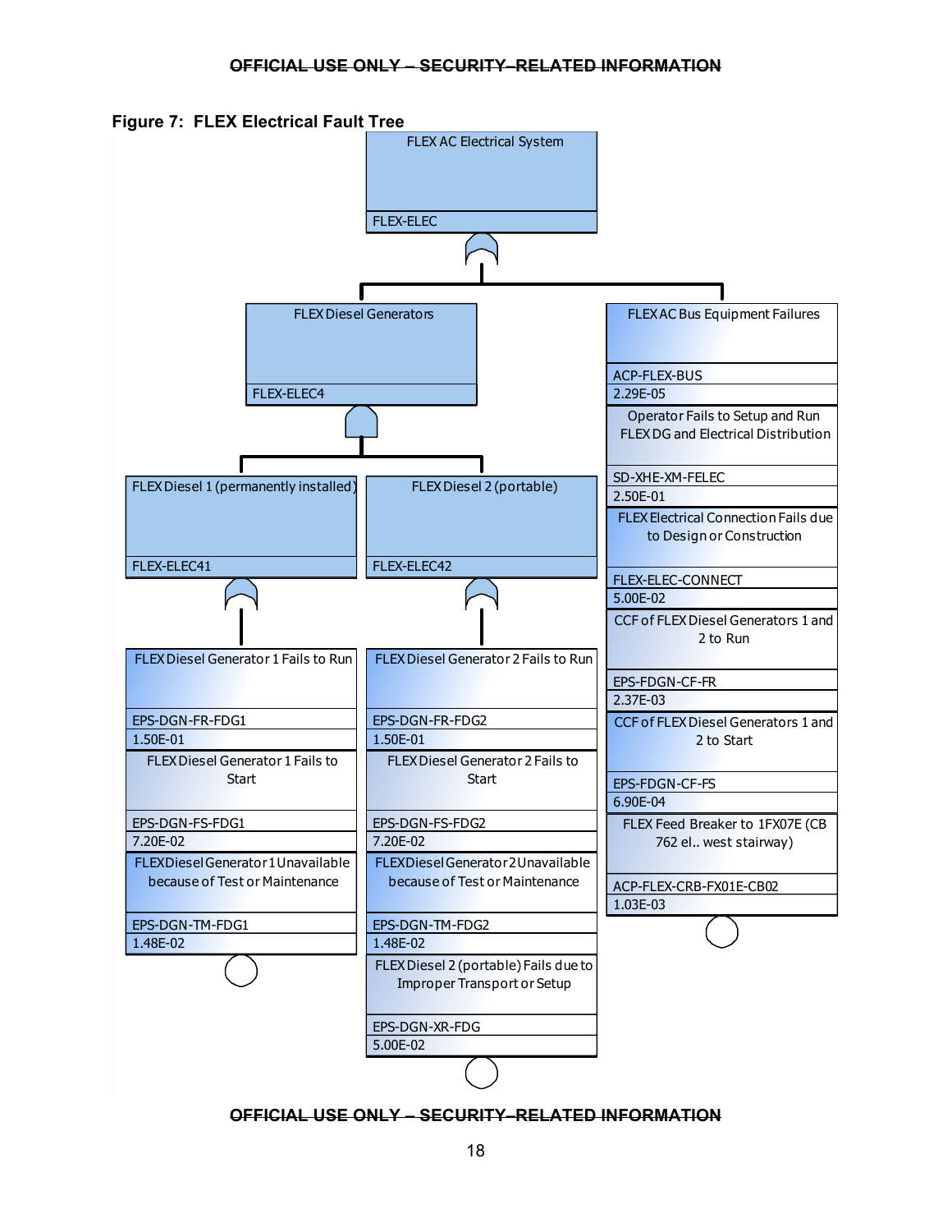**Figure 7: FLEX Electrical Fault Tree**

**FLEX AC Electrical System** — FLEX-ELEC (OR gate)

- **FLEX Diesel Generators** — FLEX-ELEC4 (AND gate)
  - **FLEX Diesel 1 (permanently installed)** — FLEX-ELEC41 (OR gate)

    | Description | Basic Event | Probability |
    |---|---|---|
    | FLEX Diesel Generator 1 Fails to Run | EPS-DGN-FR-FDG1 | 1.50E-01 |
    | FLEX Diesel Generator 1 Fails to Start | EPS-DGN-FS-FDG1 | 7.20E-02 |
    | FLEXDiesel Generator 1 Unavailable because of Test or Maintenance | EPS-DGN-TM-FDG1 | 1.48E-02 |

  - **FLEX Diesel 2 (portable)** — FLEX-ELEC42 (OR gate)

    | Description | Basic Event | Probability |
    |---|---|---|
    | FLEX Diesel Generator 2 Fails to Run | EPS-DGN-FR-FDG2 | 1.50E-01 |
    | FLEX Diesel Generator 2 Fails to Start | EPS-DGN-FS-FDG2 | 7.20E-02 |
    | FLEXDiesel Generator 2 Unavailable because of Test or Maintenance | EPS-DGN-TM-FDG2 | 1.48E-02 |
    | FLEX Diesel 2 (portable) Fails due to Improper Transport or Setup | EPS-DGN-XR-FDG | 5.00E-02 |

- **Other basic events under FLEX-ELEC**

  | Description | Basic Event | Probability |
  |---|---|---|
  | FLEX AC Bus Equipment Failures | ACP-FLEX-BUS | 2.29E-05 |
  | Operator Fails to Setup and Run FLEX DG and Electrical Distribution | SD-XHE-XM-FELEC | 2.50E-01 |
  | FLEX Electrical Connection Fails due to Design or Construction | FLEX-ELEC-CONNECT | 5.00E-02 |
  | CCF of FLEX Diesel Generators 1 and 2 to Run | EPS-FDGN-CF-FR | 2.37E-03 |
  | CCF of FLEX Diesel Generators 1 and 2 to Start | EPS-FDGN-CF-FS | 6.90E-04 |
  | FLEX Feed Breaker to 1FX07E (CB 762 el.. west stairway) | ACP-FLEX-CRB-FX01E-CB02 | 1.03E-03 |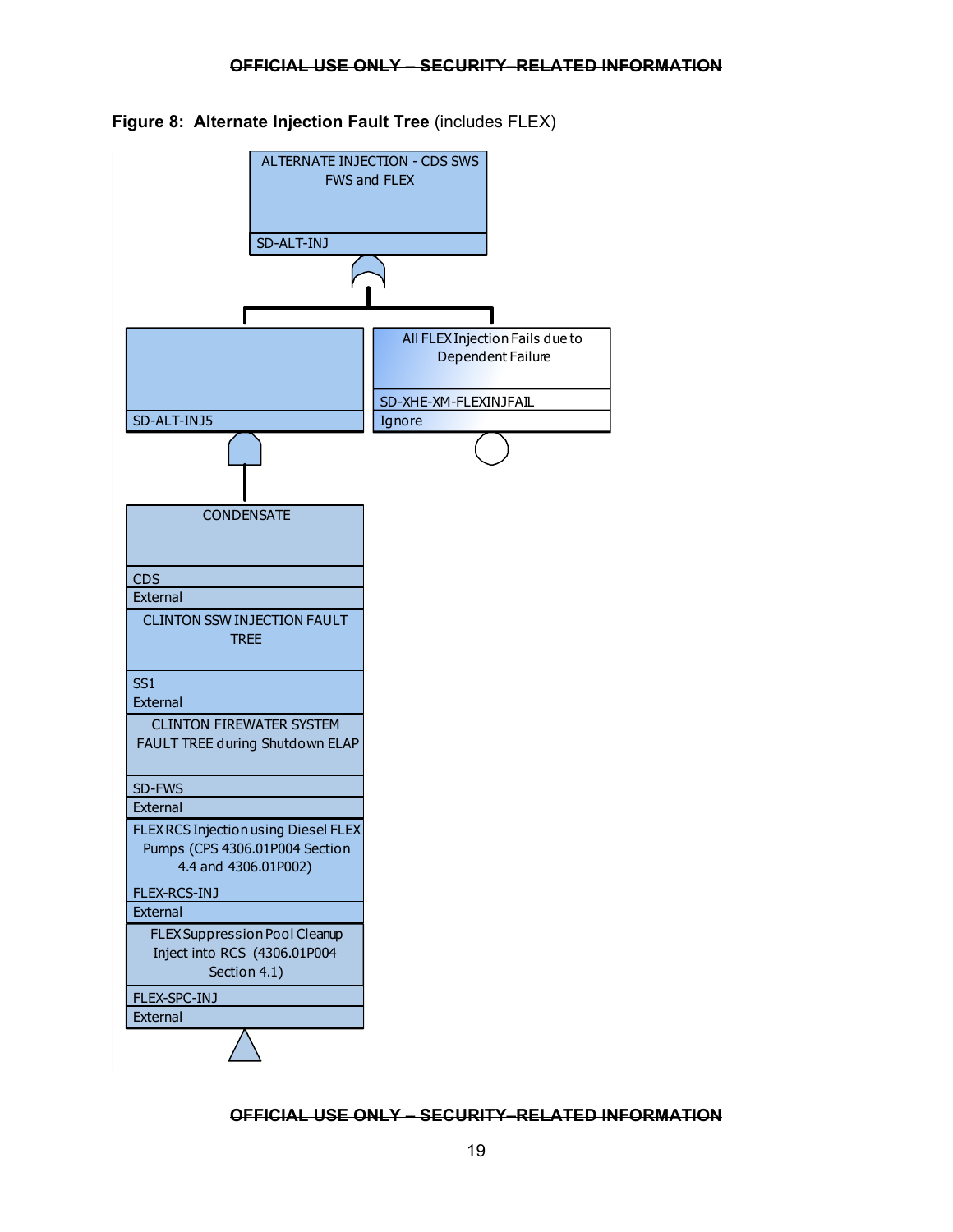**Figure 8: Alternate Injection Fault Tree** (includes FLEX)

ALTERNATE INJECTION - CDS SWS FWS and FLEX

SD-ALT-INJ

SD-ALT-INJ5

All FLEX Injection Fails due to Dependent Failure

SD-XHE-XM-FLEXINJFAIL

Ignore

CONDENSATE

CDS

External

CLINTON SSW INJECTION FAULT TREE

SS1

External

CLINTON FIREWATER SYSTEM FAULT TREE during Shutdown ELAP

SD-FWS

External

FLEX RCS Injection using Diesel FLEX Pumps (CPS 4306.01P004 Section 4.4 and 4306.01P002)

FLEX-RCS-INJ

External

FLEX Suppression Pool Cleanup Inject into RCS (4306.01P004 Section 4.1)

FLEX-SPC-INJ

External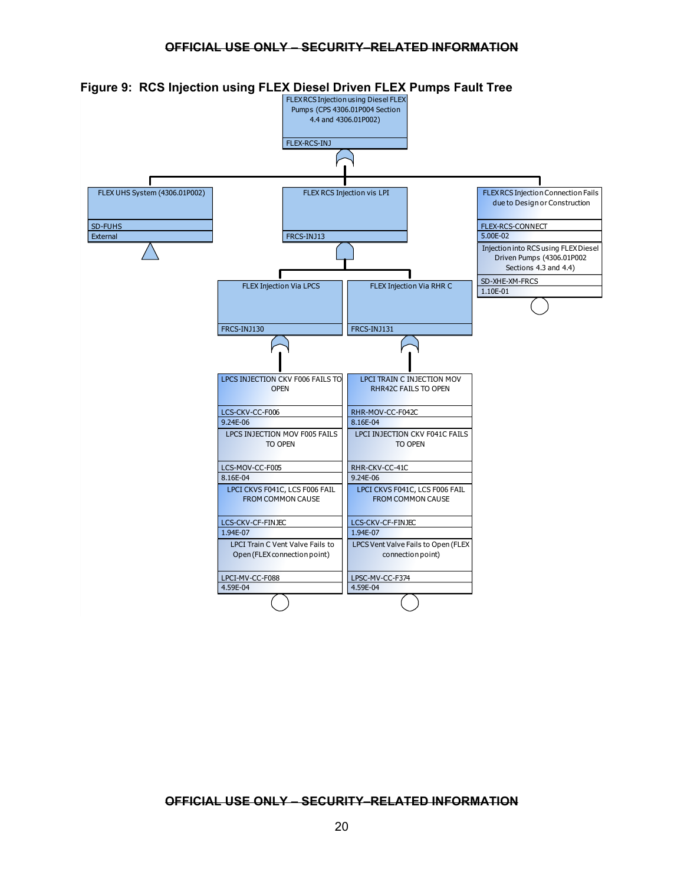## Figure 9: RCS Injection using FLEX Diesel Driven FLEX Pumps Fault Tree

FLEX RCS Injection using Diesel FLEX Pumps (CPS 4306.01P004 Section 4.4 and 4306.01P002)
FLEX-RCS-INJ

FLEX UHS System (4306.01P002)
SD-FUHS
External

FLEX RCS Injection vis LPI
FRCS-INJ13

FLEX RCS Injection Connection Fails due to Design or Construction
FLEX-RCS-CONNECT
5.00E-02

Injection into RCS using FLEX Diesel Driven Pumps (4306.01P002 Sections 4.3 and 4.4)
SD-XHE-XM-FRCS
1.10E-01

FLEX Injection Via LPCS
FRCS-INJ130

FLEX Injection Via RHR C
FRCS-INJ131

LPCS INJECTION CKV F006 FAILS TO OPEN
LCS-CKV-CC-F006
9.24E-06

LPCS INJECTION MOV F005 FAILS TO OPEN
LCS-MOV-CC-F005
8.16E-04

LPCI CKVS F041C, LCS F006 FAIL FROM COMMON CAUSE
LCS-CKV-CF-FINJEC
1.94E-07

LPCI Train C Vent Valve Fails to Open (FLEX connection point)
LPCI-MV-CC-F088
4.59E-04

LPCI TRAIN C INJECTION MOV RHR42C FAILS TO OPEN
RHR-MOV-CC-F042C
8.16E-04

LPCI INJECTION CKV F041C FAILS TO OPEN
RHR-CKV-CC-41C
9.24E-06

LPCI CKVS F041C, LCS F006 FAIL FROM COMMON CAUSE
LCS-CKV-CF-FINJEC
1.94E-07

LPCS Vent Valve Fails to Open (FLEX connection point)
LPSC-MV-CC-F374
4.59E-04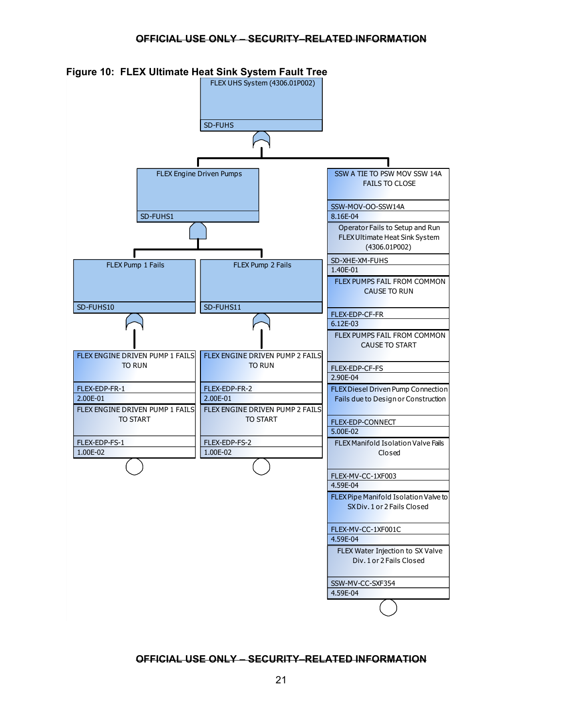# Figure 10: FLEX Ultimate Heat Sink System Fault Tree

FLEX UHS System (4306.01P002)
SD-FUHS

FLEX Engine Driven Pumps
SD-FUHS1

FLEX Pump 1 Fails
SD-FUHS10

FLEX ENGINE DRIVEN PUMP 1 FAILS TO RUN
FLEX-EDP-FR-1
2.00E-01

FLEX ENGINE DRIVEN PUMP 1 FAILS TO START
FLEX-EDP-FS-1
1.00E-02

FLEX Pump 2 Fails
SD-FUHS11

FLEX ENGINE DRIVEN PUMP 2 FAILS TO RUN
FLEX-EDP-FR-2
2.00E-01

FLEX ENGINE DRIVEN PUMP 2 FAILS TO START
FLEX-EDP-FS-2
1.00E-02

SSW A TIE TO PSW MOV SSW 14A FAILS TO CLOSE
SSW-MOV-OO-SSW14A
8.16E-04

Operator Fails to Setup and Run FLEX Ultimate Heat Sink System (4306.01P002)
SD-XHE-XM-FUHS
1.40E-01

FLEX PUMPS FAIL FROM COMMON CAUSE TO RUN
FLEX-EDP-CF-FR
6.12E-03

FLEX PUMPS FAIL FROM COMMON CAUSE TO START
FLEX-EDP-CF-FS
2.90E-04

FLEX Diesel Driven Pump Connection Fails due to Design or Construction
FLEX-EDP-CONNECT
5.00E-02

FLEX Manifold Isolation Valve Fails Closed
FLEX-MV-CC-1XF003
4.59E-04

FLEX Pipe Manifold Isolation Valve to SX Div. 1 or 2 Fails Closed
FLEX-MV-CC-1XF001C
4.59E-04

FLEX Water Injection to SX Valve Div. 1 or 2 Fails Closed
SSW-MV-CC-SXF354
4.59E-04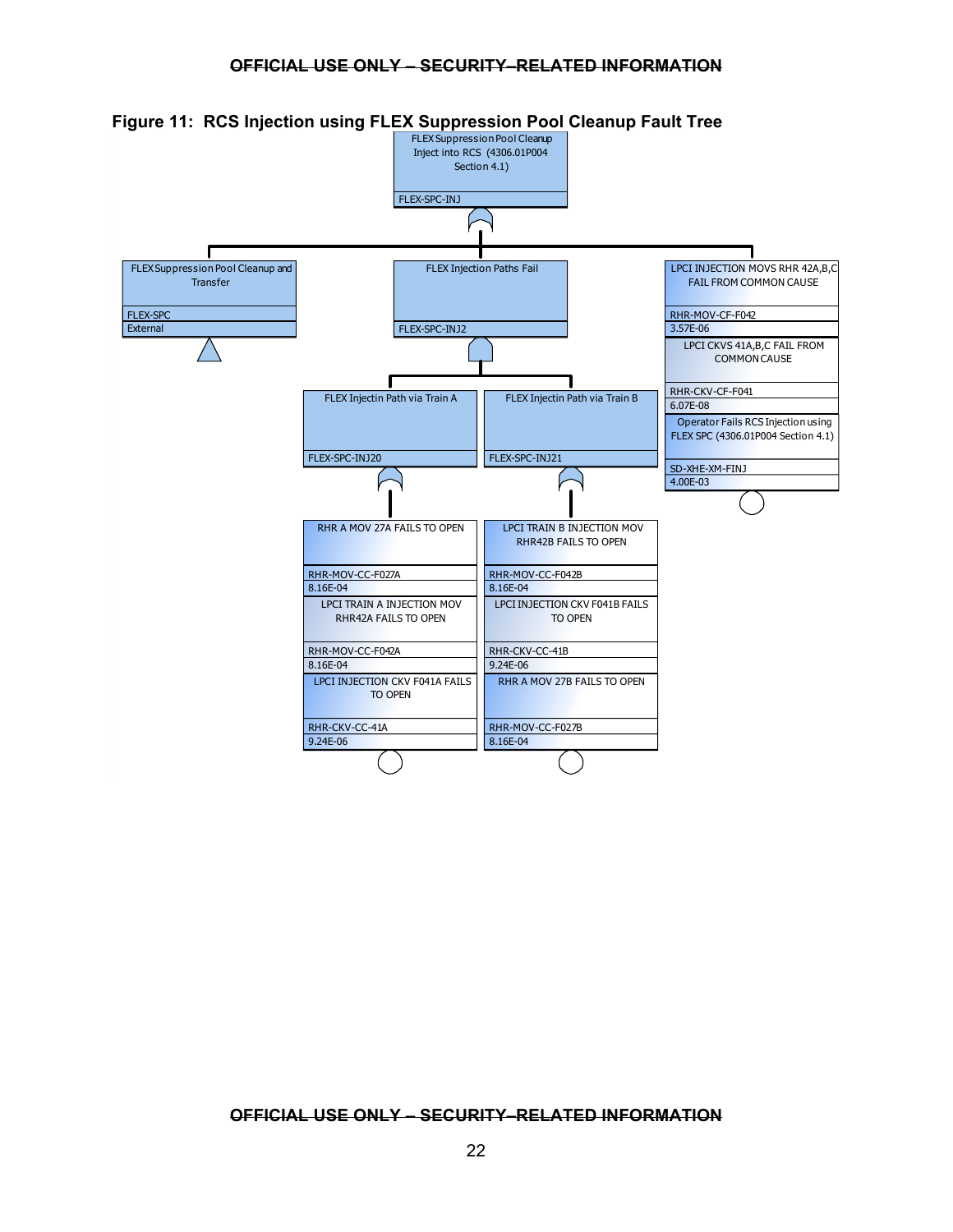## Figure 11: RCS Injection using FLEX Suppression Pool Cleanup Fault Tree

FLEX Suppression Pool Cleanup Inject into RCS (4306.01P004 Section 4.1)
FLEX-SPC-INJ

FLEX Suppression Pool Cleanup and Transfer
FLEX-SPC
External

FLEX Injection Paths Fail
FLEX-SPC-INJ2

LPCI INJECTION MOVS RHR 42A,B,C FAIL FROM COMMON CAUSE
RHR-MOV-CF-F042
3.57E-06

LPCI CKVS 41A,B,C FAIL FROM COMMON CAUSE
RHR-CKV-CF-F041
6.07E-08

Operator Fails RCS Injection using FLEX SPC (4306.01P004 Section 4.1)
SD-XHE-XM-FINJ
4.00E-03

FLEX Injectin Path via Train A
FLEX-SPC-INJ20

FLEX Injectin Path via Train B
FLEX-SPC-INJ21

RHR A MOV 27A FAILS TO OPEN
RHR-MOV-CC-F027A
8.16E-04

LPCI TRAIN A INJECTION MOV RHR42A FAILS TO OPEN
RHR-MOV-CC-F042A
8.16E-04

LPCI INJECTION CKV F041A FAILS TO OPEN
RHR-CKV-CC-41A
9.24E-06

LPCI TRAIN B INJECTION MOV RHR42B FAILS TO OPEN
RHR-MOV-CC-F042B
8.16E-04

LPCI INJECTION CKV F041B FAILS TO OPEN
RHR-CKV-CC-41B
9.24E-06

RHR A MOV 27B FAILS TO OPEN
RHR-MOV-CC-F027B
8.16E-04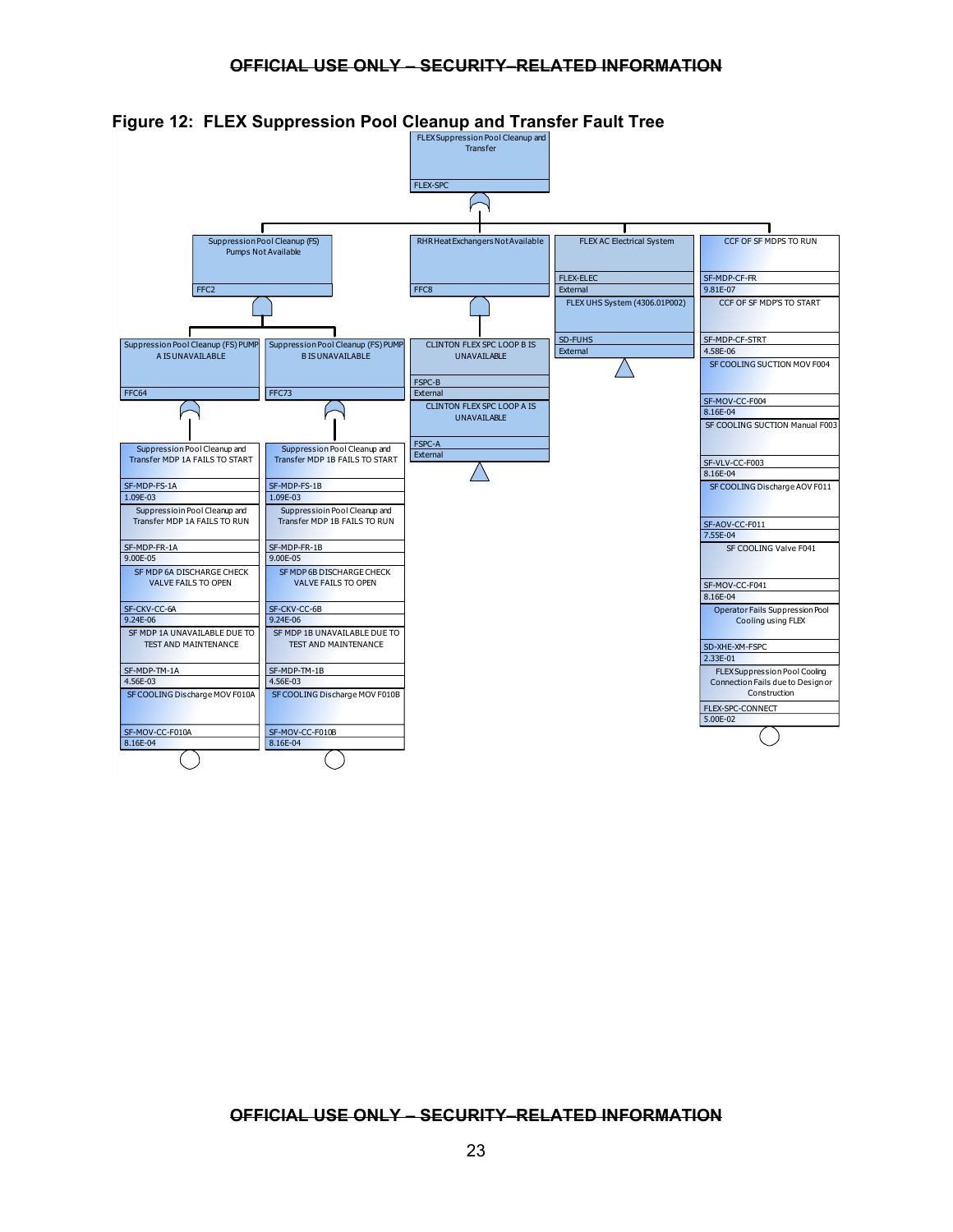## Figure 12: FLEX Suppression Pool Cleanup and Transfer Fault Tree

FLEX Suppression Pool Cleanup and Transfer
FLEX-SPC

Suppression Pool Cleanup (FS) Pumps Not Available
FFC2

Suppression Pool Cleanup (FS) PUMP A IS UNAVAILABLE
FFC64

Suppression Pool Cleanup and Transfer MDP 1A FAILS TO START
SF-MDP-FS-1A
1.09E-03

Suppressioin Pool Cleanup and Transfer MDP 1A FAILS TO RUN
SF-MDP-FR-1A
9.00E-05

SF MDP 6A DISCHARGE CHECK VALVE FAILS TO OPEN
SF-CKV-CC-6A
9.24E-06

SF MDP 1A UNAVAILABLE DUE TO TEST AND MAINTENANCE
SF-MDP-TM-1A
4.56E-03

SF COOLING Discharge MOV F010A
SF-MOV-CC-F010A
8.16E-04

Suppression Pool Cleanup (FS) PUMP B IS UNAVAILABLE
FFC73

Suppression Pool Cleanup and Transfer MDP 1B FAILS TO START
SF-MDP-FS-1B
1.09E-03

Suppressioin Pool Cleanup and Transfer MDP 1B FAILS TO RUN
SF-MDP-FR-1B
9.00E-05

SF MDP 6B DISCHARGE CHECK VALVE FAILS TO OPEN
SF-CKV-CC-6B
9.24E-06

SF MDP 1B UNAVAILABLE DUE TO TEST AND MAINTENANCE
SF-MDP-TM-1B
4.56E-03

SF COOLING Discharge MOV F010B
SF-MOV-CC-F010B
8.16E-04

RHR Heat Exchangers Not Available
FFC8

CLINTON FLEX SPC LOOP B IS UNAVAILABLE
FSPC-B
External

CLINTON FLEX SPC LOOP A IS UNAVAILABLE
FSPC-A
External

FLEX AC Electrical System
FLEX-ELEC
External

FLEX UHS System (4306.01P002)
SD-FUHS
External

CCF OF SF MDPS TO RUN
SF-MDP-CF-FR
9.81E-07

CCF OF SF MDP'S TO START
SF-MDP-CF-STRT
4.58E-06

SF COOLING SUCTION MOV F004
SF-MOV-CC-F004
8.16E-04

SF COOLING SUCTION Manual F003
SF-VLV-CC-F003
8.16E-04

SF COOLING Discharge AOV F011
SF-AOV-CC-F011
7.55E-04

SF COOLING Valve F041
SF-MOV-CC-F041
8.16E-04

Operator Fails Suppression Pool Cooling using FLEX
SD-XHE-XM-FSPC
2.33E-01

FLEX Suppression Pool Cooling Connection Fails due to Design or Construction
FLEX-SPC-CONNECT
5.00E-02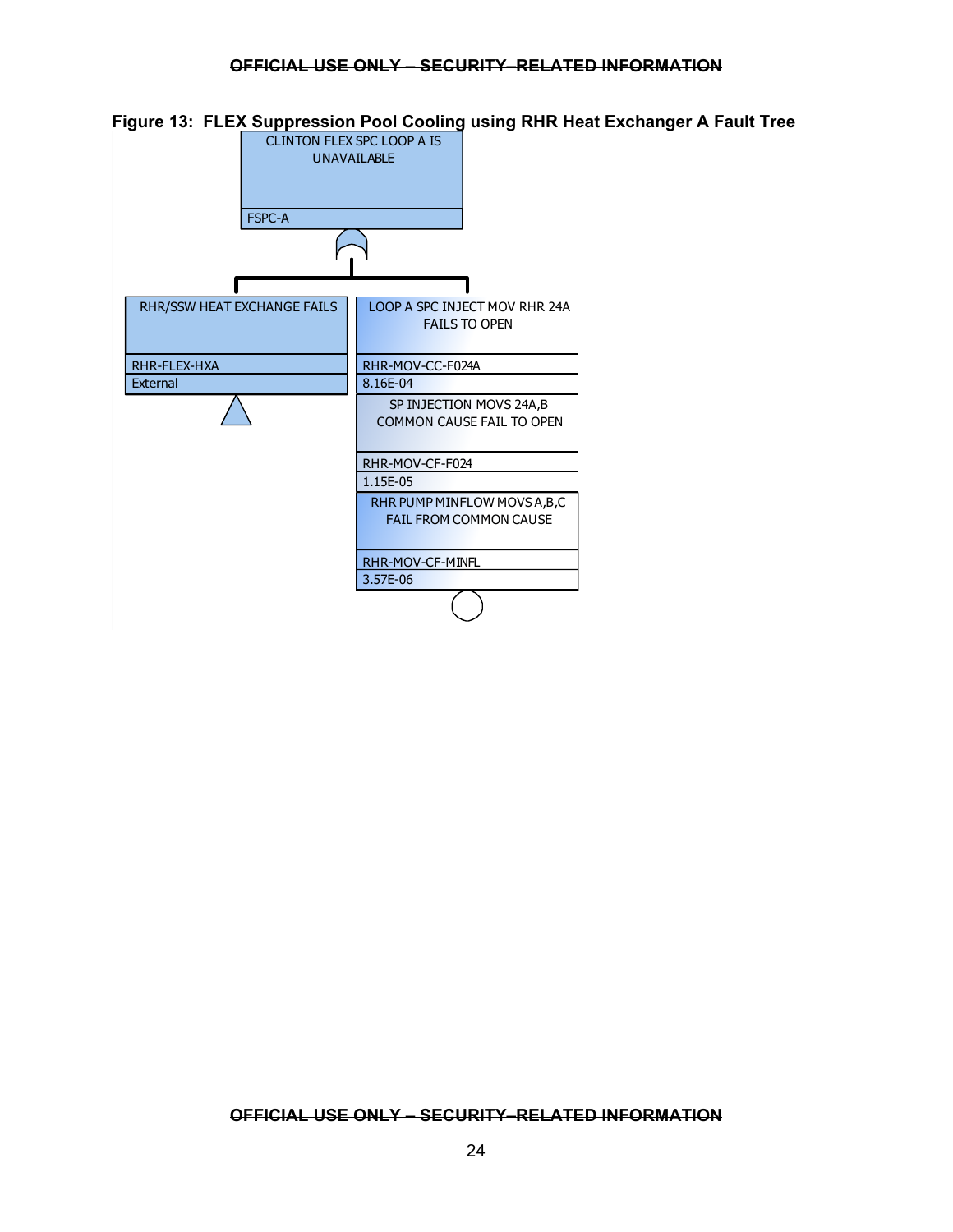**Figure 13: FLEX Suppression Pool Cooling using RHR Heat Exchanger A Fault Tree**

CLINTON FLEX SPC LOOP A IS UNAVAILABLE

FSPC-A

RHR/SSW HEAT EXCHANGE FAILS

RHR-FLEX-HXA

External

LOOP A SPC INJECT MOV RHR 24A FAILS TO OPEN

RHR-MOV-CC-F024A

8.16E-04

SP INJECTION MOVS 24A,B COMMON CAUSE FAIL TO OPEN

RHR-MOV-CF-F024

1.15E-05

RHR PUMP MINFLOW MOVS A,B,C FAIL FROM COMMON CAUSE

RHR-MOV-CF-MINFL

3.57E-06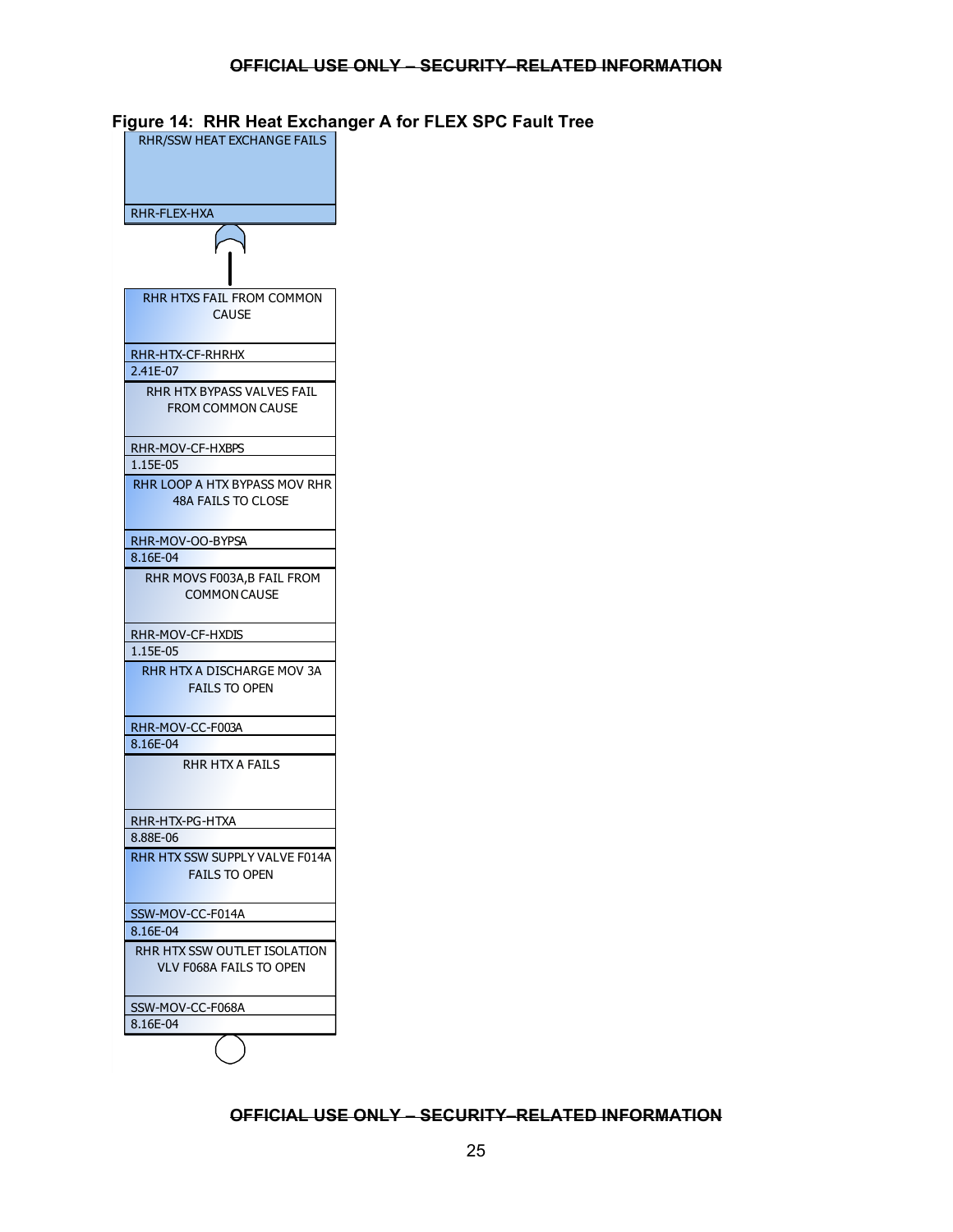**Figure 14: RHR Heat Exchanger A for FLEX SPC Fault Tree**

RHR/SSW HEAT EXCHANGE FAILS
RHR-FLEX-HXA

| Description | Event ID | Probability |
|---|---|---|
| RHR HTXS FAIL FROM COMMON CAUSE | RHR-HTX-CF-RHRHX | 2.41E-07 |
| RHR HTX BYPASS VALVES FAIL FROM COMMON CAUSE | RHR-MOV-CF-HXBPS | 1.15E-05 |
| RHR LOOP A HTX BYPASS MOV RHR 48A FAILS TO CLOSE | RHR-MOV-OO-BYPSA | 8.16E-04 |
| RHR MOVS F003A,B FAIL FROM COMMON CAUSE | RHR-MOV-CF-HXDIS | 1.15E-05 |
| RHR HTX A DISCHARGE MOV 3A FAILS TO OPEN | RHR-MOV-CC-F003A | 8.16E-04 |
| RHR HTX A FAILS | RHR-HTX-PG-HTXA | 8.88E-06 |
| RHR HTX SSW SUPPLY VALVE F014A FAILS TO OPEN | SSW-MOV-CC-F014A | 8.16E-04 |
| RHR HTX SSW OUTLET ISOLATION VLV F068A FAILS TO OPEN | SSW-MOV-CC-F068A | 8.16E-04 |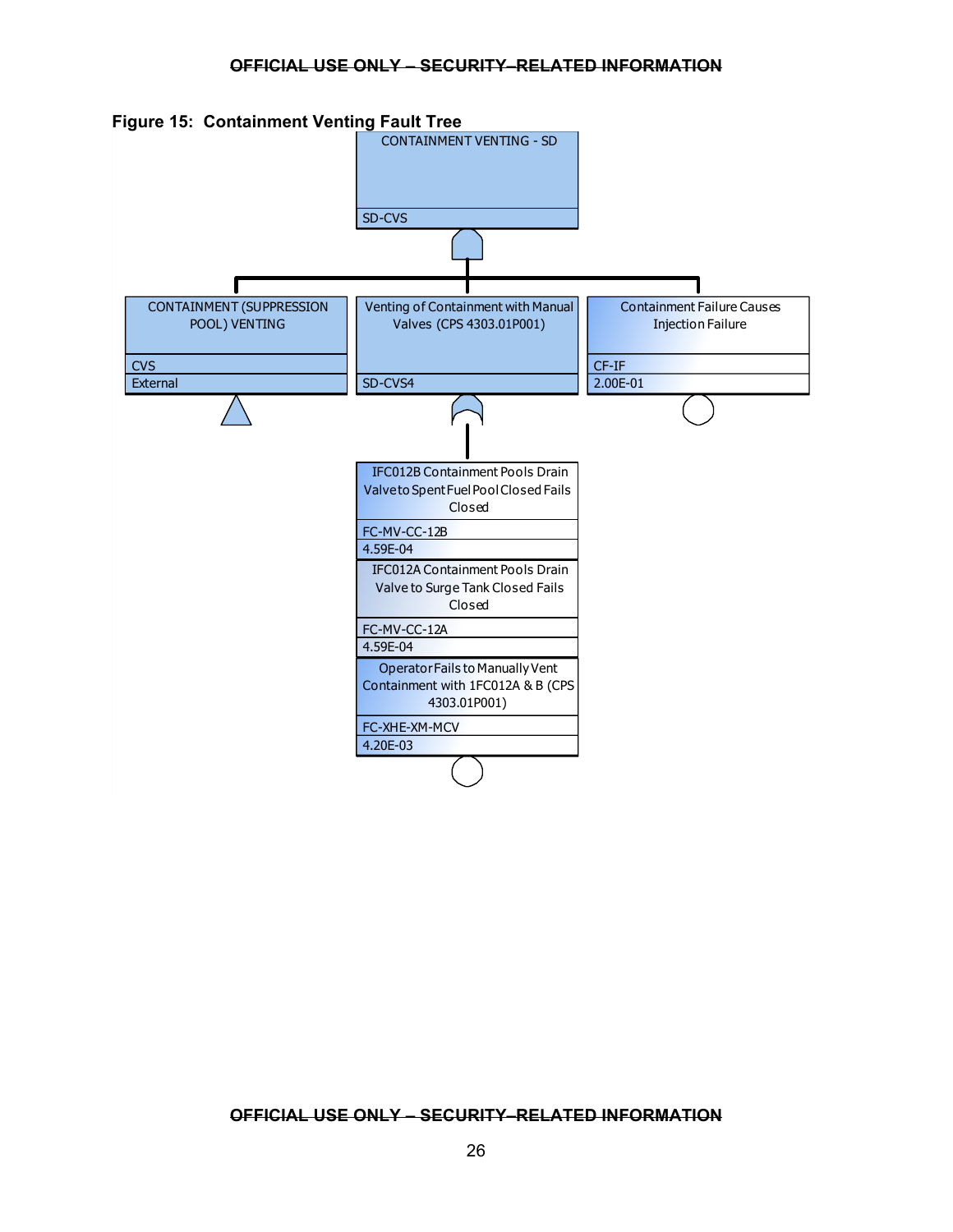**Figure 15: Containment Venting Fault Tree**

CONTAINMENT VENTING - SD

SD-CVS

CONTAINMENT (SUPPRESSION POOL) VENTING

CVS

External

Venting of Containment with Manual Valves (CPS 4303.01P001)

SD-CVS4

Containment Failure Causes Injection Failure

CF-IF

2.00E-01

IFC012B Containment Pools Drain Valve to Spent Fuel Pool Closed Fails Closed

FC-MV-CC-12B

4.59E-04

IFC012A Containment Pools Drain Valve to Surge Tank Closed Fails Closed

FC-MV-CC-12A

4.59E-04

Operator Fails to Manually Vent Containment with 1FC012A & B (CPS 4303.01P001)

FC-XHE-XM-MCV

4.20E-03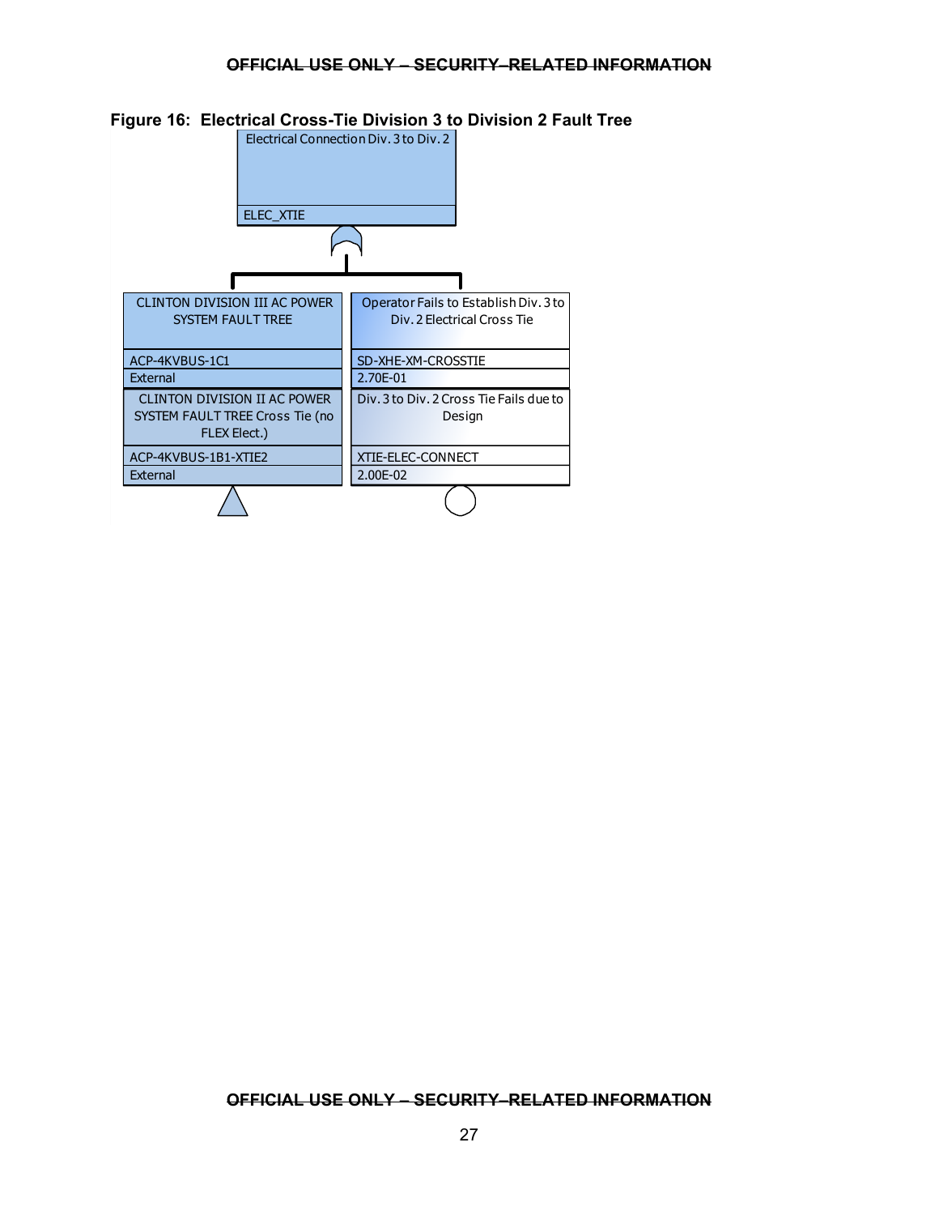**Figure 16: Electrical Cross-Tie Division 3 to Division 2 Fault Tree**

Electrical Connection Div. 3 to Div. 2

ELEC_XTIE

CLINTON DIVISION III AC POWER SYSTEM FAULT TREE

ACP-4KVBUS-1C1

External

Operator Fails to Establish Div. 3 to Div. 2 Electrical Cross Tie

SD-XHE-XM-CROSSTIE

2.70E-01

CLINTON DIVISION II AC POWER SYSTEM FAULT TREE Cross Tie (no FLEX Elect.)

ACP-4KVBUS-1B1-XTIE2

External

Div. 3 to Div. 2 Cross Tie Fails due to Design

XTIE-ELEC-CONNECT

2.00E-02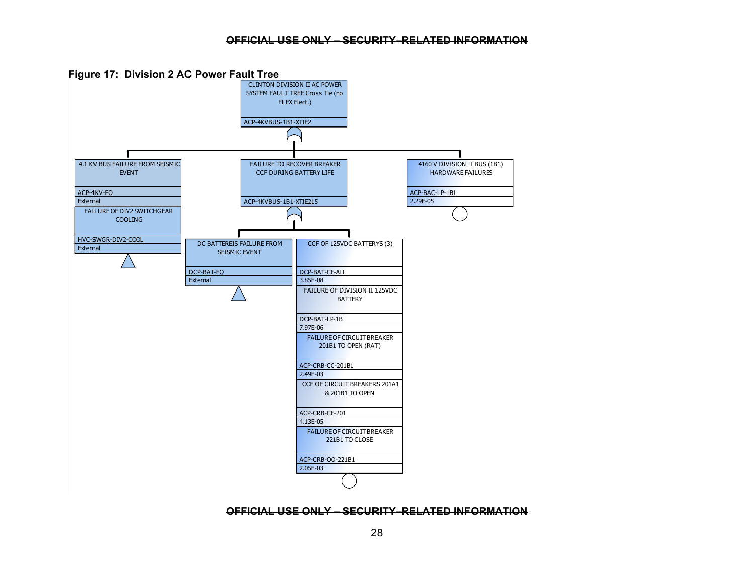**Figure 17: Division 2 AC Power Fault Tree**

CLINTON DIVISION II AC POWER SYSTEM FAULT TREE Cross Tie (no FLEX Elect.)
ACP-4KVBUS-1B1-XTIE2

4.1 KV BUS FAILURE FROM SEISMIC EVENT
ACP-4KV-EQ
External

FAILURE OF DIV2 SWITCHGEAR COOLING
HVC-SWGR-DIV2-COOL
External

FAILURE TO RECOVER BREAKER CCF DURING BATTERY LIFE
ACP-4KVBUS-1B1-XTIE215

DC BATTEREIS FAILURE FROM SEISMIC EVENT
DCP-BAT-EQ
External

CCF OF 125VDC BATTERYS (3)
DCP-BAT-CF-ALL
3.85E-08

FAILURE OF DIVISION II 125VDC BATTERY
DCP-BAT-LP-1B
7.97E-06

FAILURE OF CIRCUIT BREAKER 201B1 TO OPEN (RAT)
ACP-CRB-CC-201B1
2.49E-03

CCF OF CIRCUIT BREAKERS 201A1 & 201B1 TO OPEN
ACP-CRB-CF-201
4.13E-05

FAILURE OF CIRCUIT BREAKER 221B1 TO CLOSE
ACP-CRB-OO-221B1
2.05E-03

4160 V DIVISION II BUS (1B1) HARDWARE FAILURES
ACP-BAC-LP-1B1
2.29E-05